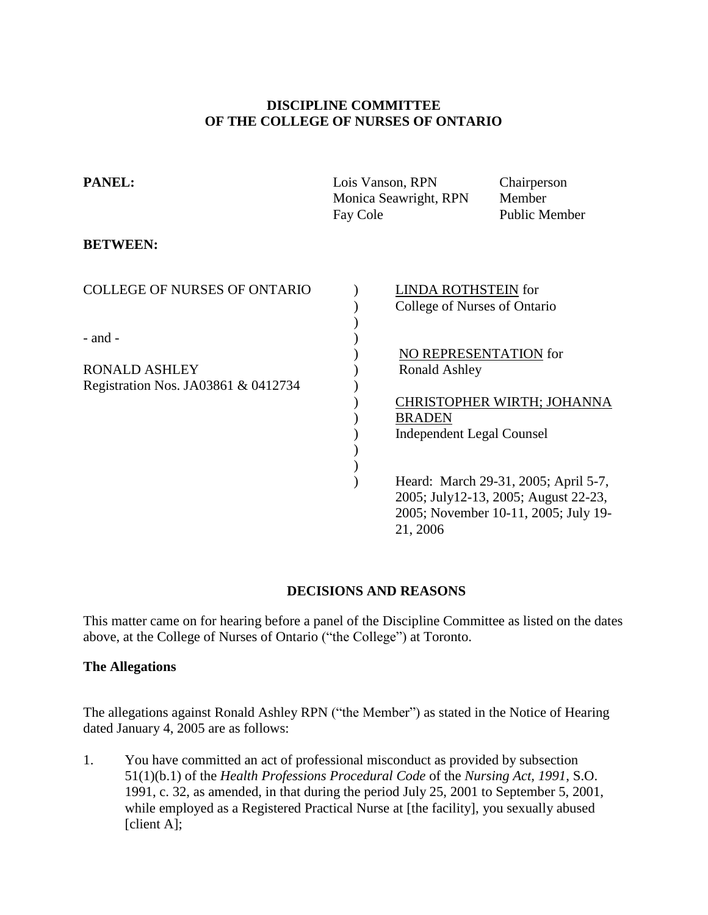**DISCIPLINE COMMITTEE**
**OF THE COLLEGE OF NURSES OF ONTARIO**

**PANEL:**

| | | |
|---|---|---|
| | Lois Vanson, RPN | Chairperson |
| | Monica Seawright, RPN | Member |
| | Fay Cole | Public Member |

**BETWEEN:**

| | | |
|---|---|---|
| COLLEGE OF NURSES OF ONTARIO | ) | LINDA ROTHSTEIN for College of Nurses of Ontario |
| - and - | ) | |
| RONALD ASHLEY Registration Nos. JA03861 & 0412734 | ) | NO REPRESENTATION for Ronald Ashley |
| | ) | CHRISTOPHER WIRTH; JOHANNA BRADEN Independent Legal Counsel |
| | ) | Heard: March 29-31, 2005; April 5-7, 2005; July12-13, 2005; August 22-23, 2005; November 10-11, 2005; July 19-21, 2006 |

**DECISIONS AND REASONS**

This matter came on for hearing before a panel of the Discipline Committee as listed on the dates above, at the College of Nurses of Ontario ("the College") at Toronto.

**The Allegations**

The allegations against Ronald Ashley RPN ("the Member") as stated in the Notice of Hearing dated January 4, 2005 are as follows:

1. You have committed an act of professional misconduct as provided by subsection 51(1)(b.1) of the *Health Professions Procedural Code* of the *Nursing Act, 1991,* S.O. 1991, c. 32, as amended, in that during the period July 25, 2001 to September 5, 2001, while employed as a Registered Practical Nurse at [the facility], you sexually abused [client A];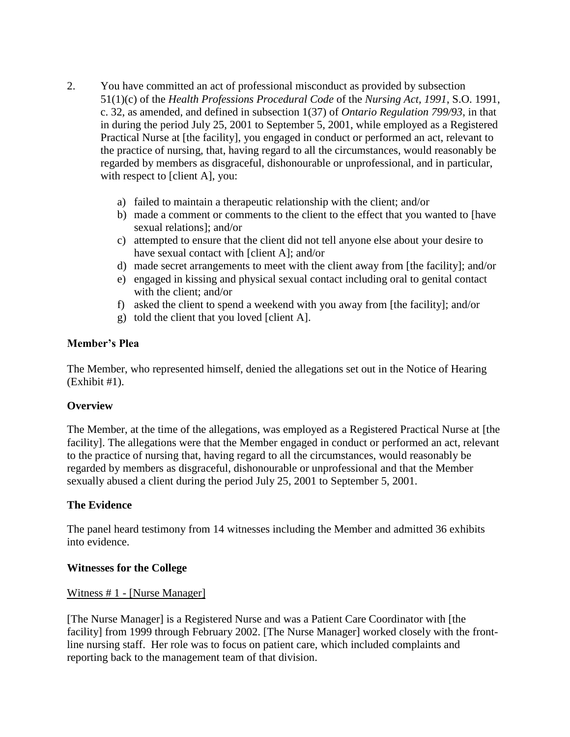2. You have committed an act of professional misconduct as provided by subsection 51(1)(c) of the *Health Professions Procedural Code* of the *Nursing Act, 1991*, S.O. 1991, c. 32, as amended, and defined in subsection 1(37) of *Ontario Regulation 799/93*, in that in during the period July 25, 2001 to September 5, 2001, while employed as a Registered Practical Nurse at [the facility], you engaged in conduct or performed an act, relevant to the practice of nursing, that, having regard to all the circumstances, would reasonably be regarded by members as disgraceful, dishonourable or unprofessional, and in particular, with respect to [client A], you:

   a) failed to maintain a therapeutic relationship with the client; and/or
   b) made a comment or comments to the client to the effect that you wanted to [have sexual relations]; and/or
   c) attempted to ensure that the client did not tell anyone else about your desire to have sexual contact with [client A]; and/or
   d) made secret arrangements to meet with the client away from [the facility]; and/or
   e) engaged in kissing and physical sexual contact including oral to genital contact with the client; and/or
   f) asked the client to spend a weekend with you away from [the facility]; and/or
   g) told the client that you loved [client A].

**Member's Plea**

The Member, who represented himself, denied the allegations set out in the Notice of Hearing (Exhibit #1).

**Overview**

The Member, at the time of the allegations, was employed as a Registered Practical Nurse at [the facility]. The allegations were that the Member engaged in conduct or performed an act, relevant to the practice of nursing that, having regard to all the circumstances, would reasonably be regarded by members as disgraceful, dishonourable or unprofessional and that the Member sexually abused a client during the period July 25, 2001 to September 5, 2001.

**The Evidence**

The panel heard testimony from 14 witnesses including the Member and admitted 36 exhibits into evidence.

**Witnesses for the College**

Witness # 1 - [Nurse Manager]

[The Nurse Manager] is a Registered Nurse and was a Patient Care Coordinator with [the facility] from 1999 through February 2002. [The Nurse Manager] worked closely with the front-line nursing staff. Her role was to focus on patient care, which included complaints and reporting back to the management team of that division.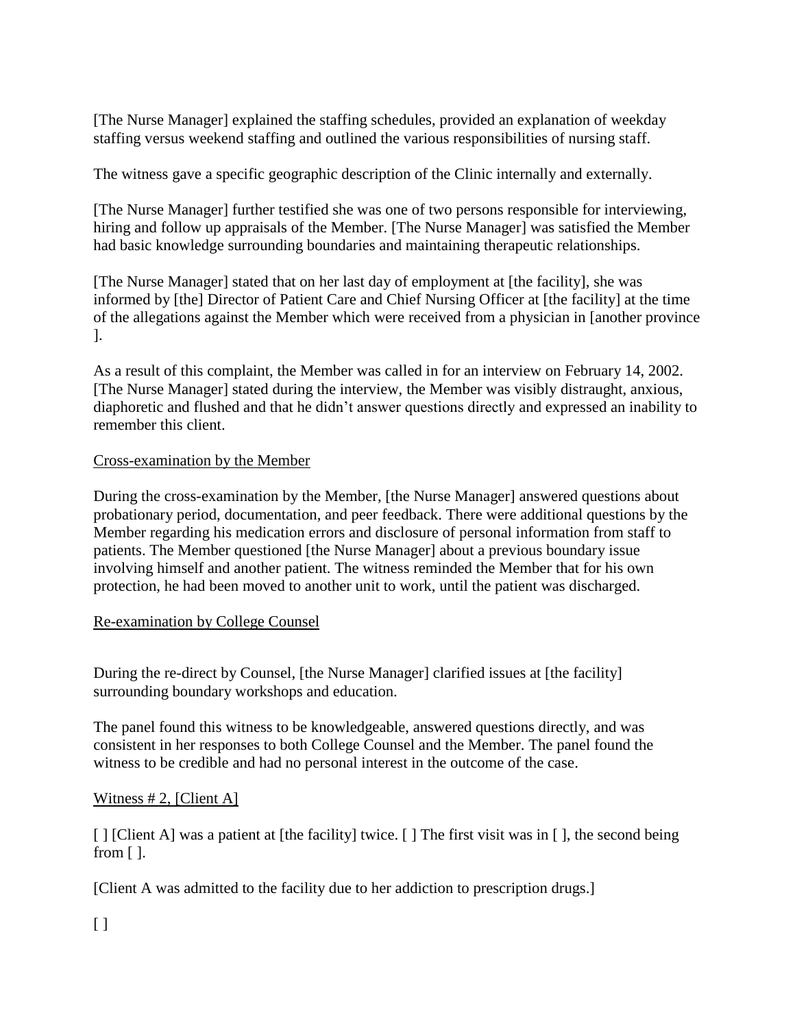[The Nurse Manager] explained the staffing schedules, provided an explanation of weekday staffing versus weekend staffing and outlined the various responsibilities of nursing staff.

The witness gave a specific geographic description of the Clinic internally and externally.

[The Nurse Manager] further testified she was one of two persons responsible for interviewing, hiring and follow up appraisals of the Member. [The Nurse Manager] was satisfied the Member had basic knowledge surrounding boundaries and maintaining therapeutic relationships.

[The Nurse Manager] stated that on her last day of employment at [the facility], she was informed by [the] Director of Patient Care and Chief Nursing Officer at [the facility] at the time of the allegations against the Member which were received from a physician in [another province ].

As a result of this complaint, the Member was called in for an interview on February 14, 2002. [The Nurse Manager] stated during the interview, the Member was visibly distraught, anxious, diaphoretic and flushed and that he didn't answer questions directly and expressed an inability to remember this client.

<u>Cross-examination by the Member</u>

During the cross-examination by the Member, [the Nurse Manager] answered questions about probationary period, documentation, and peer feedback. There were additional questions by the Member regarding his medication errors and disclosure of personal information from staff to patients. The Member questioned [the Nurse Manager] about a previous boundary issue involving himself and another patient. The witness reminded the Member that for his own protection, he had been moved to another unit to work, until the patient was discharged.

<u>Re-examination by College Counsel</u>

During the re-direct by Counsel, [the Nurse Manager] clarified issues at [the facility] surrounding boundary workshops and education.

The panel found this witness to be knowledgeable, answered questions directly, and was consistent in her responses to both College Counsel and the Member. The panel found the witness to be credible and had no personal interest in the outcome of the case.

<u>Witness # 2, [Client A]</u>

[ ] [Client A] was a patient at [the facility] twice. [ ] The first visit was in [ ], the second being from [ ].

[Client A was admitted to the facility due to her addiction to prescription drugs.]

[ ]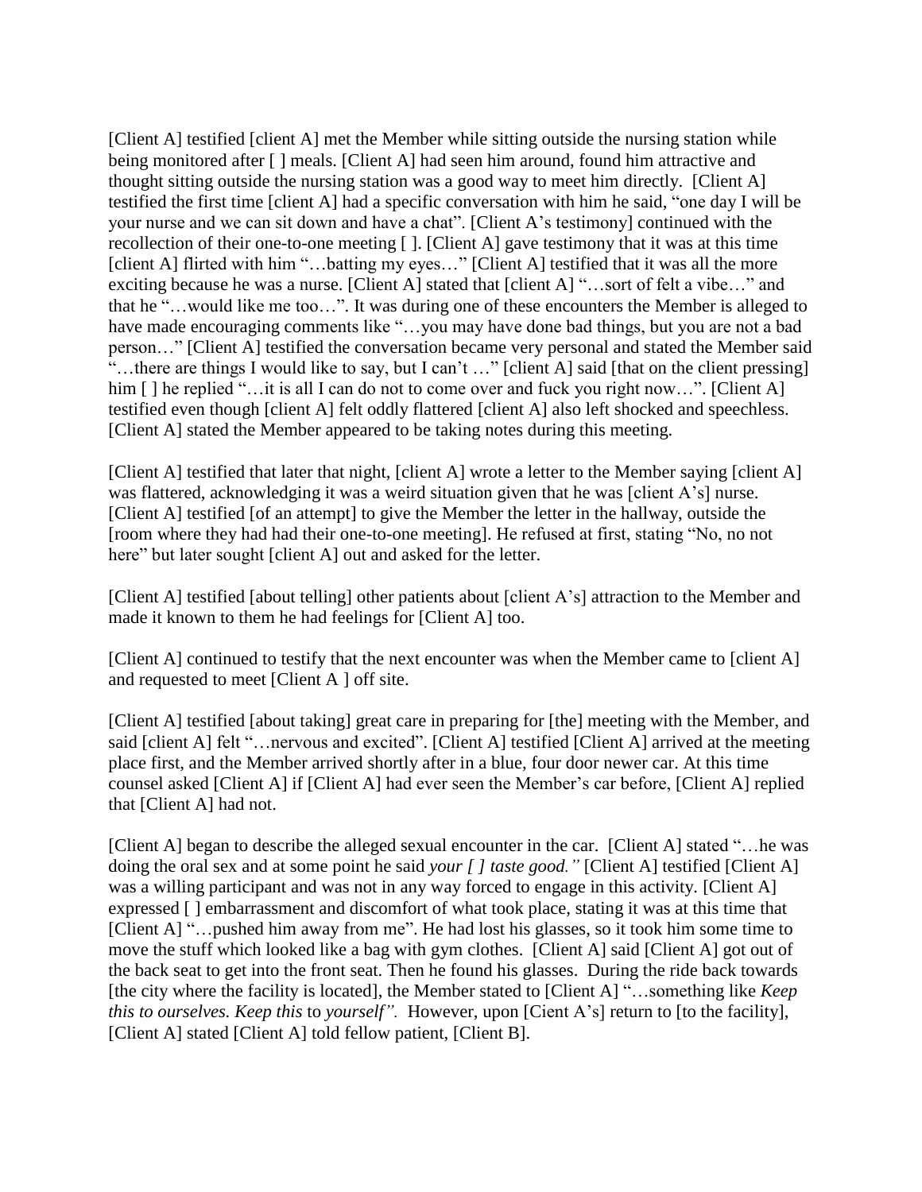[Client A] testified [client A] met the Member while sitting outside the nursing station while being monitored after [ ] meals. [Client A] had seen him around, found him attractive and thought sitting outside the nursing station was a good way to meet him directly. [Client A] testified the first time [client A] had a specific conversation with him he said, "one day I will be your nurse and we can sit down and have a chat". [Client A's testimony] continued with the recollection of their one-to-one meeting [ ]. [Client A] gave testimony that it was at this time [client A] flirted with him "…batting my eyes…" [Client A] testified that it was all the more exciting because he was a nurse. [Client A] stated that [client A] "…sort of felt a vibe…" and that he "…would like me too…". It was during one of these encounters the Member is alleged to have made encouraging comments like "…you may have done bad things, but you are not a bad person…" [Client A] testified the conversation became very personal and stated the Member said "…there are things I would like to say, but I can't …" [client A] said [that on the client pressing] him [ ] he replied "…it is all I can do not to come over and fuck you right now…". [Client A] testified even though [client A] felt oddly flattered [client A] also left shocked and speechless. [Client A] stated the Member appeared to be taking notes during this meeting.

[Client A] testified that later that night, [client A] wrote a letter to the Member saying [client A] was flattered, acknowledging it was a weird situation given that he was [client A's] nurse. [Client A] testified [of an attempt] to give the Member the letter in the hallway, outside the [room where they had had their one-to-one meeting]. He refused at first, stating "No, no not here" but later sought [client A] out and asked for the letter.

[Client A] testified [about telling] other patients about [client A's] attraction to the Member and made it known to them he had feelings for [Client A] too.

[Client A] continued to testify that the next encounter was when the Member came to [client A] and requested to meet [Client A ] off site.

[Client A] testified [about taking] great care in preparing for [the] meeting with the Member, and said [client A] felt "…nervous and excited". [Client A] testified [Client A] arrived at the meeting place first, and the Member arrived shortly after in a blue, four door newer car. At this time counsel asked [Client A] if [Client A] had ever seen the Member's car before, [Client A] replied that [Client A] had not.

[Client A] began to describe the alleged sexual encounter in the car. [Client A] stated "…he was doing the oral sex and at some point he said *your [ ] taste good."* [Client A] testified [Client A] was a willing participant and was not in any way forced to engage in this activity. [Client A] expressed [ ] embarrassment and discomfort of what took place, stating it was at this time that [Client A] "…pushed him away from me". He had lost his glasses, so it took him some time to move the stuff which looked like a bag with gym clothes. [Client A] said [Client A] got out of the back seat to get into the front seat. Then he found his glasses. During the ride back towards [the city where the facility is located], the Member stated to [Client A] "…something like *Keep this to ourselves. Keep this* to *yourself".* However, upon [Cient A's] return to [to the facility], [Client A] stated [Client A] told fellow patient, [Client B].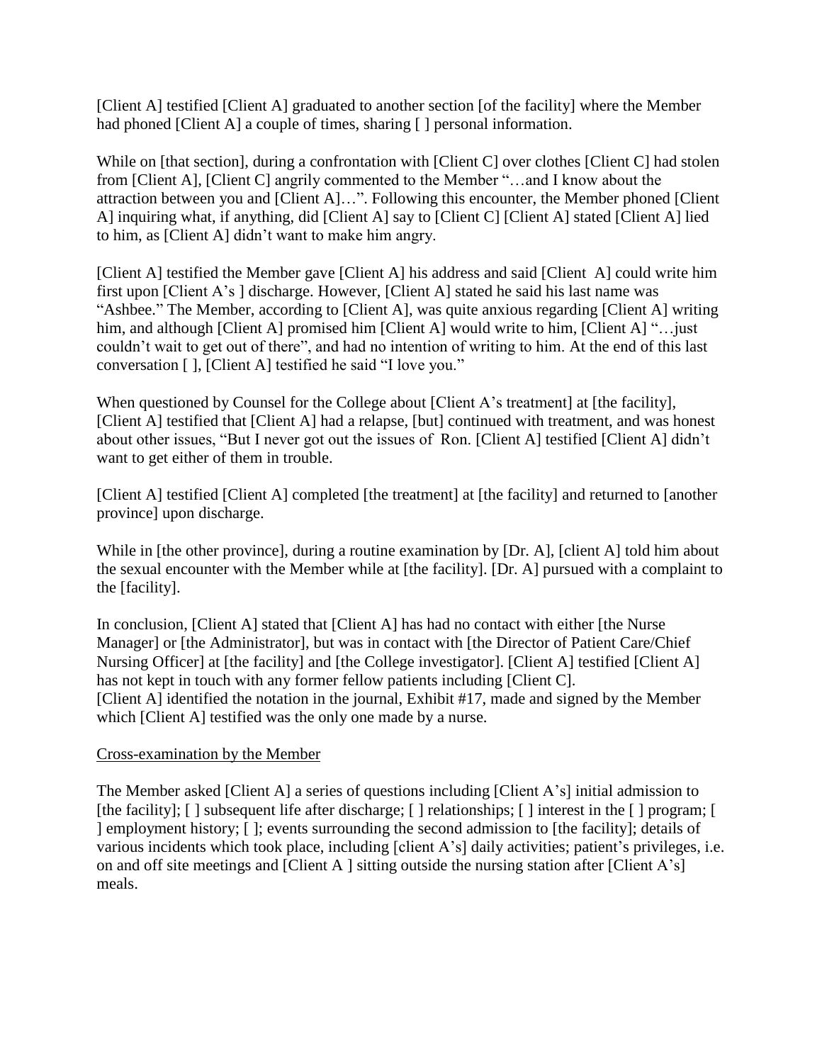[Client A] testified [Client A] graduated to another section [of the facility] where the Member had phoned [Client A] a couple of times, sharing [ ] personal information.

While on [that section], during a confrontation with [Client C] over clothes [Client C] had stolen from [Client A], [Client C] angrily commented to the Member "…and I know about the attraction between you and [Client A]…". Following this encounter, the Member phoned [Client A] inquiring what, if anything, did [Client A] say to [Client C] [Client A] stated [Client A] lied to him, as [Client A] didn't want to make him angry.

[Client A] testified the Member gave [Client A] his address and said [Client A] could write him first upon [Client A's ] discharge. However, [Client A] stated he said his last name was "Ashbee." The Member, according to [Client A], was quite anxious regarding [Client A] writing him, and although [Client A] promised him [Client A] would write to him, [Client A] "…just couldn't wait to get out of there", and had no intention of writing to him. At the end of this last conversation [ ], [Client A] testified he said "I love you."

When questioned by Counsel for the College about [Client A's treatment] at [the facility], [Client A] testified that [Client A] had a relapse, [but] continued with treatment, and was honest about other issues, "But I never got out the issues of Ron. [Client A] testified [Client A] didn't want to get either of them in trouble.

[Client A] testified [Client A] completed [the treatment] at [the facility] and returned to [another province] upon discharge.

While in [the other province], during a routine examination by [Dr. A], [client A] told him about the sexual encounter with the Member while at [the facility]. [Dr. A] pursued with a complaint to the [facility].

In conclusion, [Client A] stated that [Client A] has had no contact with either [the Nurse Manager] or [the Administrator], but was in contact with [the Director of Patient Care/Chief Nursing Officer] at [the facility] and [the College investigator]. [Client A] testified [Client A] has not kept in touch with any former fellow patients including [Client C].
[Client A] identified the notation in the journal, Exhibit #17, made and signed by the Member which [Client A] testified was the only one made by a nurse.

<u>Cross-examination by the Member</u>

The Member asked [Client A] a series of questions including [Client A's] initial admission to [the facility]; [ ] subsequent life after discharge; [ ] relationships; [ ] interest in the [ ] program; [ ] employment history; [ ]; events surrounding the second admission to [the facility]; details of various incidents which took place, including [client A's] daily activities; patient's privileges, i.e. on and off site meetings and [Client A ] sitting outside the nursing station after [Client A's] meals.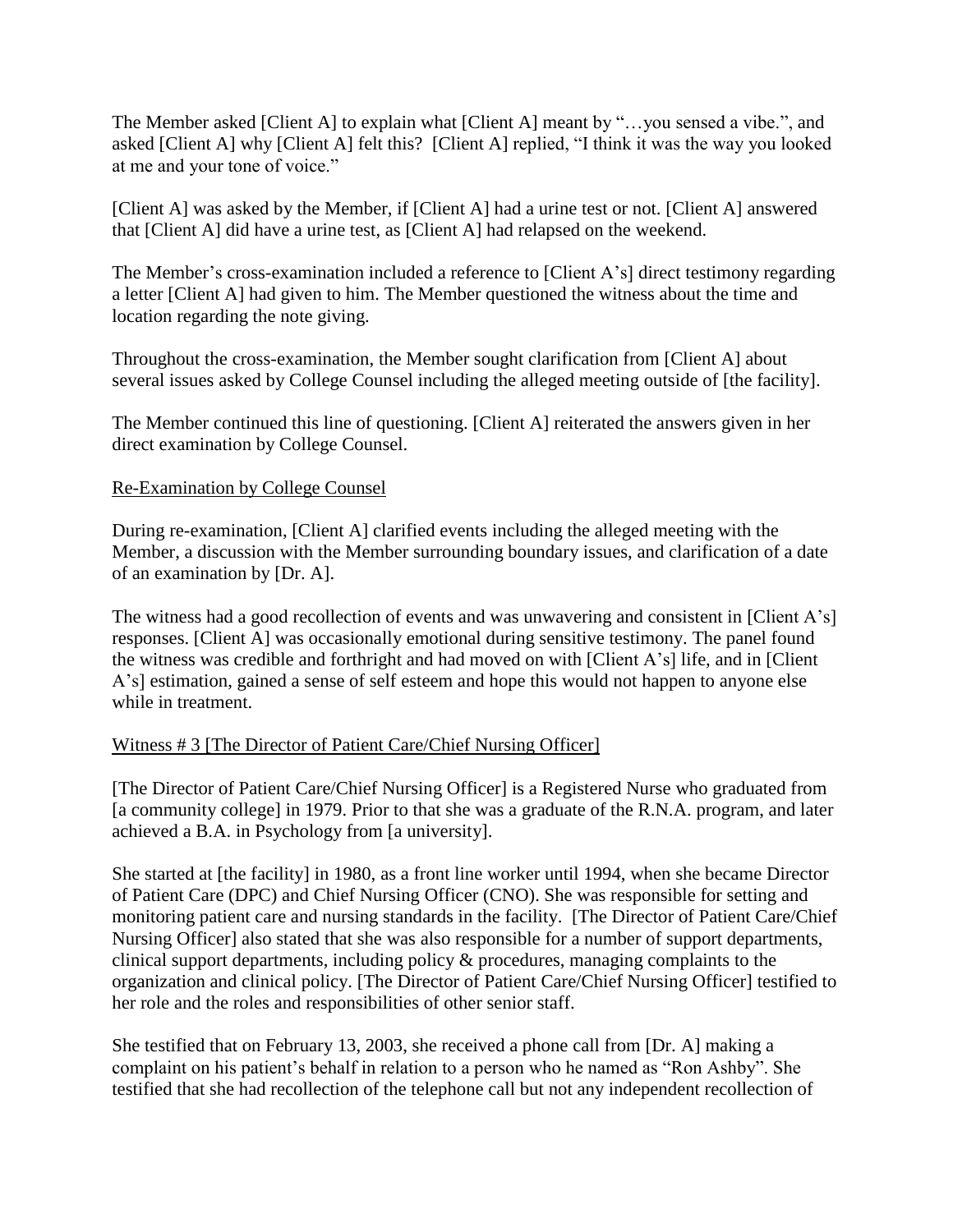The Member asked [Client A] to explain what [Client A] meant by "…you sensed a vibe.", and asked [Client A] why [Client A] felt this? [Client A] replied, "I think it was the way you looked at me and your tone of voice."

[Client A] was asked by the Member, if [Client A] had a urine test or not. [Client A] answered that [Client A] did have a urine test, as [Client A] had relapsed on the weekend.

The Member's cross-examination included a reference to [Client A's] direct testimony regarding a letter [Client A] had given to him. The Member questioned the witness about the time and location regarding the note giving.

Throughout the cross-examination, the Member sought clarification from [Client A] about several issues asked by College Counsel including the alleged meeting outside of [the facility].

The Member continued this line of questioning. [Client A] reiterated the answers given in her direct examination by College Counsel.

<u>Re-Examination by College Counsel</u>

During re-examination, [Client A] clarified events including the alleged meeting with the Member, a discussion with the Member surrounding boundary issues, and clarification of a date of an examination by [Dr. A].

The witness had a good recollection of events and was unwavering and consistent in [Client A's] responses. [Client A] was occasionally emotional during sensitive testimony. The panel found the witness was credible and forthright and had moved on with [Client A's] life, and in [Client A's] estimation, gained a sense of self esteem and hope this would not happen to anyone else while in treatment.

<u>Witness # 3 [The Director of Patient Care/Chief Nursing Officer]</u>

[The Director of Patient Care/Chief Nursing Officer] is a Registered Nurse who graduated from [a community college] in 1979. Prior to that she was a graduate of the R.N.A. program, and later achieved a B.A. in Psychology from [a university].

She started at [the facility] in 1980, as a front line worker until 1994, when she became Director of Patient Care (DPC) and Chief Nursing Officer (CNO). She was responsible for setting and monitoring patient care and nursing standards in the facility. [The Director of Patient Care/Chief Nursing Officer] also stated that she was also responsible for a number of support departments, clinical support departments, including policy & procedures, managing complaints to the organization and clinical policy. [The Director of Patient Care/Chief Nursing Officer] testified to her role and the roles and responsibilities of other senior staff.

She testified that on February 13, 2003, she received a phone call from [Dr. A] making a complaint on his patient's behalf in relation to a person who he named as "Ron Ashby". She testified that she had recollection of the telephone call but not any independent recollection of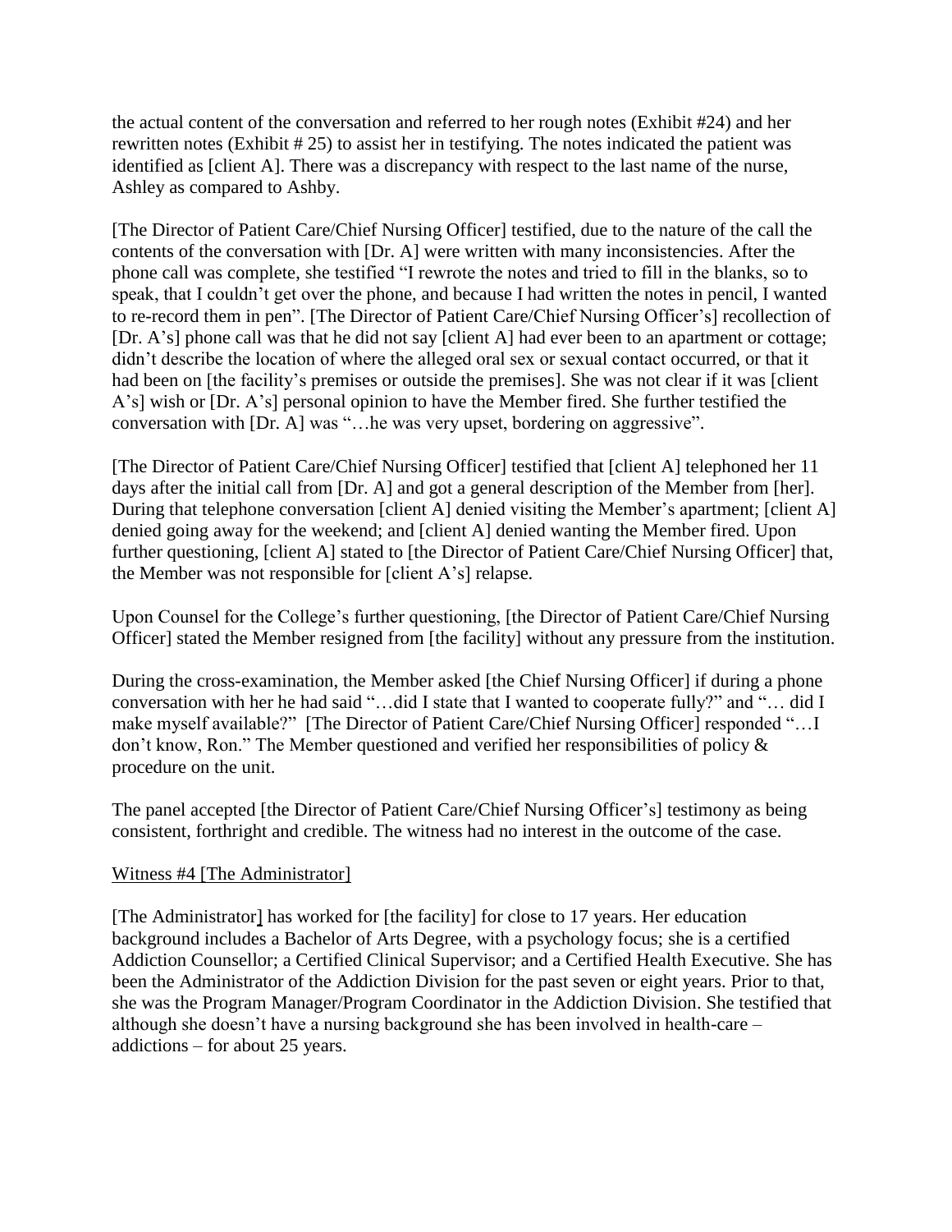the actual content of the conversation and referred to her rough notes (Exhibit #24) and her rewritten notes (Exhibit # 25) to assist her in testifying. The notes indicated the patient was identified as [client A]. There was a discrepancy with respect to the last name of the nurse, Ashley as compared to Ashby.

[The Director of Patient Care/Chief Nursing Officer] testified, due to the nature of the call the contents of the conversation with [Dr. A] were written with many inconsistencies. After the phone call was complete, she testified "I rewrote the notes and tried to fill in the blanks, so to speak, that I couldn't get over the phone, and because I had written the notes in pencil, I wanted to re-record them in pen". [The Director of Patient Care/Chief Nursing Officer's] recollection of [Dr. A's] phone call was that he did not say [client A] had ever been to an apartment or cottage; didn't describe the location of where the alleged oral sex or sexual contact occurred, or that it had been on [the facility's premises or outside the premises]. She was not clear if it was [client A's] wish or [Dr. A's] personal opinion to have the Member fired. She further testified the conversation with [Dr. A] was "…he was very upset, bordering on aggressive".

[The Director of Patient Care/Chief Nursing Officer] testified that [client A] telephoned her 11 days after the initial call from [Dr. A] and got a general description of the Member from [her]. During that telephone conversation [client A] denied visiting the Member's apartment; [client A] denied going away for the weekend; and [client A] denied wanting the Member fired. Upon further questioning, [client A] stated to [the Director of Patient Care/Chief Nursing Officer] that, the Member was not responsible for [client A's] relapse.

Upon Counsel for the College's further questioning, [the Director of Patient Care/Chief Nursing Officer] stated the Member resigned from [the facility] without any pressure from the institution.

During the cross-examination, the Member asked [the Chief Nursing Officer] if during a phone conversation with her he had said "…did I state that I wanted to cooperate fully?" and "… did I make myself available?" [The Director of Patient Care/Chief Nursing Officer] responded "…I don't know, Ron." The Member questioned and verified her responsibilities of policy & procedure on the unit.

The panel accepted [the Director of Patient Care/Chief Nursing Officer's] testimony as being consistent, forthright and credible. The witness had no interest in the outcome of the case.

Witness #4 [The Administrator]

[The Administrator] has worked for [the facility] for close to 17 years. Her education background includes a Bachelor of Arts Degree, with a psychology focus; she is a certified Addiction Counsellor; a Certified Clinical Supervisor; and a Certified Health Executive. She has been the Administrator of the Addiction Division for the past seven or eight years. Prior to that, she was the Program Manager/Program Coordinator in the Addiction Division. She testified that although she doesn't have a nursing background she has been involved in health-care – addictions – for about 25 years.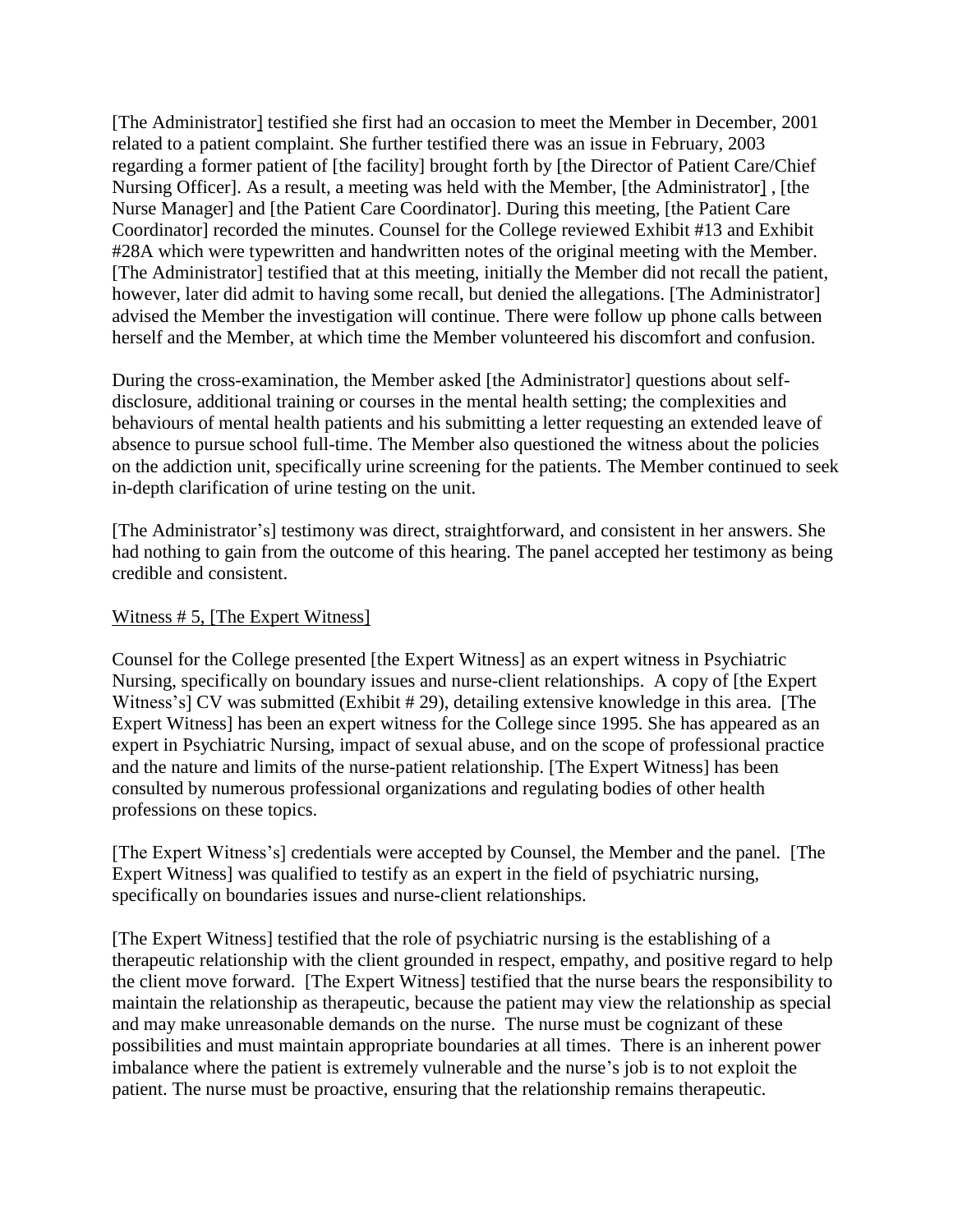[The Administrator] testified she first had an occasion to meet the Member in December, 2001 related to a patient complaint. She further testified there was an issue in February, 2003 regarding a former patient of [the facility] brought forth by [the Director of Patient Care/Chief Nursing Officer]. As a result, a meeting was held with the Member, [the Administrator] , [the Nurse Manager] and [the Patient Care Coordinator]. During this meeting, [the Patient Care Coordinator] recorded the minutes. Counsel for the College reviewed Exhibit #13 and Exhibit #28A which were typewritten and handwritten notes of the original meeting with the Member. [The Administrator] testified that at this meeting, initially the Member did not recall the patient, however, later did admit to having some recall, but denied the allegations. [The Administrator] advised the Member the investigation will continue. There were follow up phone calls between herself and the Member, at which time the Member volunteered his discomfort and confusion.

During the cross-examination, the Member asked [the Administrator] questions about self-disclosure, additional training or courses in the mental health setting; the complexities and behaviours of mental health patients and his submitting a letter requesting an extended leave of absence to pursue school full-time. The Member also questioned the witness about the policies on the addiction unit, specifically urine screening for the patients. The Member continued to seek in-depth clarification of urine testing on the unit.

[The Administrator's] testimony was direct, straightforward, and consistent in her answers. She had nothing to gain from the outcome of this hearing. The panel accepted her testimony as being credible and consistent.

<u>Witness # 5, [The Expert Witness]</u>

Counsel for the College presented [the Expert Witness] as an expert witness in Psychiatric Nursing, specifically on boundary issues and nurse-client relationships. A copy of [the Expert Witness's] CV was submitted (Exhibit # 29), detailing extensive knowledge in this area. [The Expert Witness] has been an expert witness for the College since 1995. She has appeared as an expert in Psychiatric Nursing, impact of sexual abuse, and on the scope of professional practice and the nature and limits of the nurse-patient relationship. [The Expert Witness] has been consulted by numerous professional organizations and regulating bodies of other health professions on these topics.

[The Expert Witness's] credentials were accepted by Counsel, the Member and the panel. [The Expert Witness] was qualified to testify as an expert in the field of psychiatric nursing, specifically on boundaries issues and nurse-client relationships.

[The Expert Witness] testified that the role of psychiatric nursing is the establishing of a therapeutic relationship with the client grounded in respect, empathy, and positive regard to help the client move forward. [The Expert Witness] testified that the nurse bears the responsibility to maintain the relationship as therapeutic, because the patient may view the relationship as special and may make unreasonable demands on the nurse. The nurse must be cognizant of these possibilities and must maintain appropriate boundaries at all times. There is an inherent power imbalance where the patient is extremely vulnerable and the nurse's job is to not exploit the patient. The nurse must be proactive, ensuring that the relationship remains therapeutic.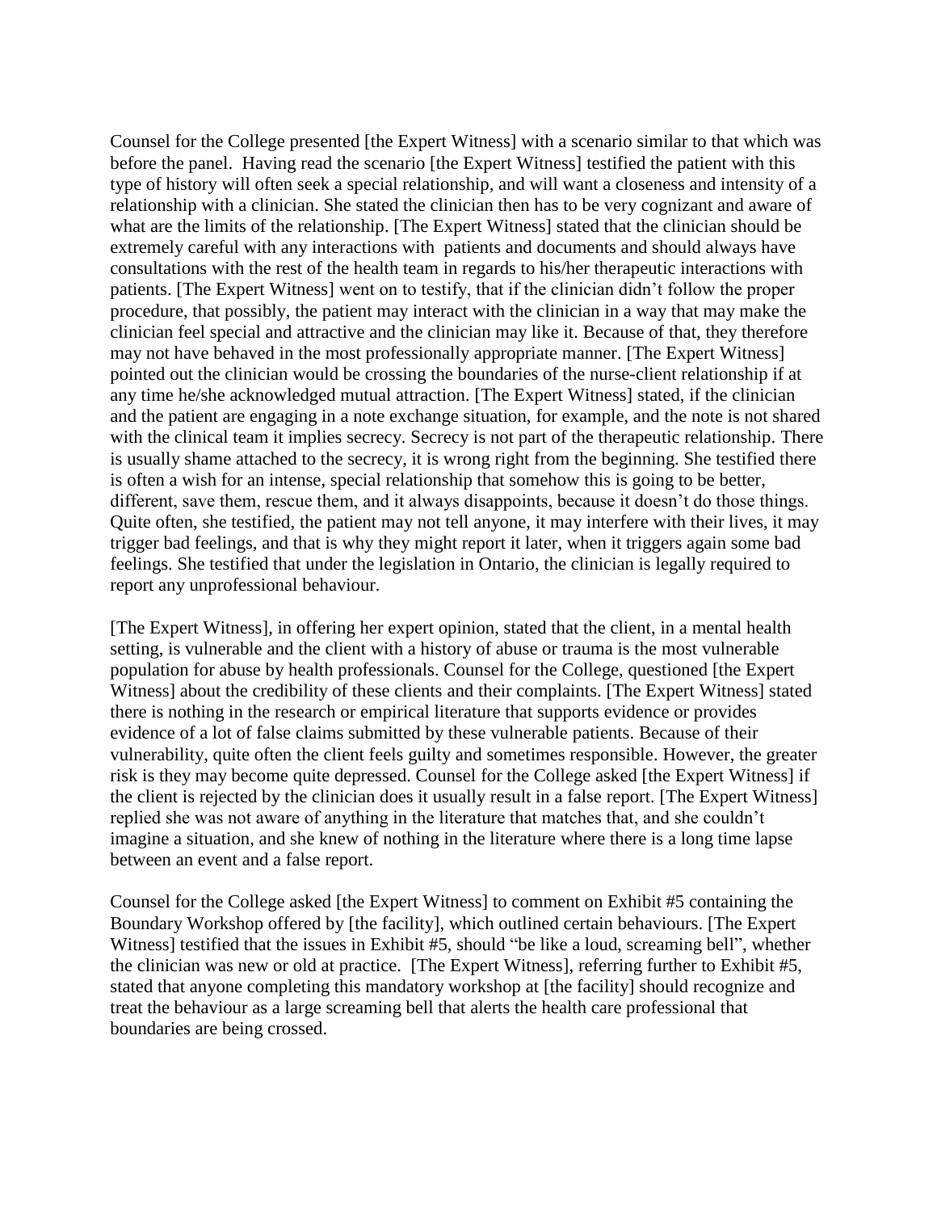Counsel for the College presented [the Expert Witness] with a scenario similar to that which was before the panel. Having read the scenario [the Expert Witness] testified the patient with this type of history will often seek a special relationship, and will want a closeness and intensity of a relationship with a clinician. She stated the clinician then has to be very cognizant and aware of what are the limits of the relationship. [The Expert Witness] stated that the clinician should be extremely careful with any interactions with patients and documents and should always have consultations with the rest of the health team in regards to his/her therapeutic interactions with patients. [The Expert Witness] went on to testify, that if the clinician didn't follow the proper procedure, that possibly, the patient may interact with the clinician in a way that may make the clinician feel special and attractive and the clinician may like it. Because of that, they therefore may not have behaved in the most professionally appropriate manner. [The Expert Witness] pointed out the clinician would be crossing the boundaries of the nurse-client relationship if at any time he/she acknowledged mutual attraction. [The Expert Witness] stated, if the clinician and the patient are engaging in a note exchange situation, for example, and the note is not shared with the clinical team it implies secrecy. Secrecy is not part of the therapeutic relationship. There is usually shame attached to the secrecy, it is wrong right from the beginning. She testified there is often a wish for an intense, special relationship that somehow this is going to be better, different, save them, rescue them, and it always disappoints, because it doesn't do those things. Quite often, she testified, the patient may not tell anyone, it may interfere with their lives, it may trigger bad feelings, and that is why they might report it later, when it triggers again some bad feelings. She testified that under the legislation in Ontario, the clinician is legally required to report any unprofessional behaviour.

[The Expert Witness], in offering her expert opinion, stated that the client, in a mental health setting, is vulnerable and the client with a history of abuse or trauma is the most vulnerable population for abuse by health professionals. Counsel for the College, questioned [the Expert Witness] about the credibility of these clients and their complaints. [The Expert Witness] stated there is nothing in the research or empirical literature that supports evidence or provides evidence of a lot of false claims submitted by these vulnerable patients. Because of their vulnerability, quite often the client feels guilty and sometimes responsible. However, the greater risk is they may become quite depressed. Counsel for the College asked [the Expert Witness] if the client is rejected by the clinician does it usually result in a false report. [The Expert Witness] replied she was not aware of anything in the literature that matches that, and she couldn't imagine a situation, and she knew of nothing in the literature where there is a long time lapse between an event and a false report.

Counsel for the College asked [the Expert Witness] to comment on Exhibit #5 containing the Boundary Workshop offered by [the facility], which outlined certain behaviours. [The Expert Witness] testified that the issues in Exhibit #5, should "be like a loud, screaming bell", whether the clinician was new or old at practice. [The Expert Witness], referring further to Exhibit #5, stated that anyone completing this mandatory workshop at [the facility] should recognize and treat the behaviour as a large screaming bell that alerts the health care professional that boundaries are being crossed.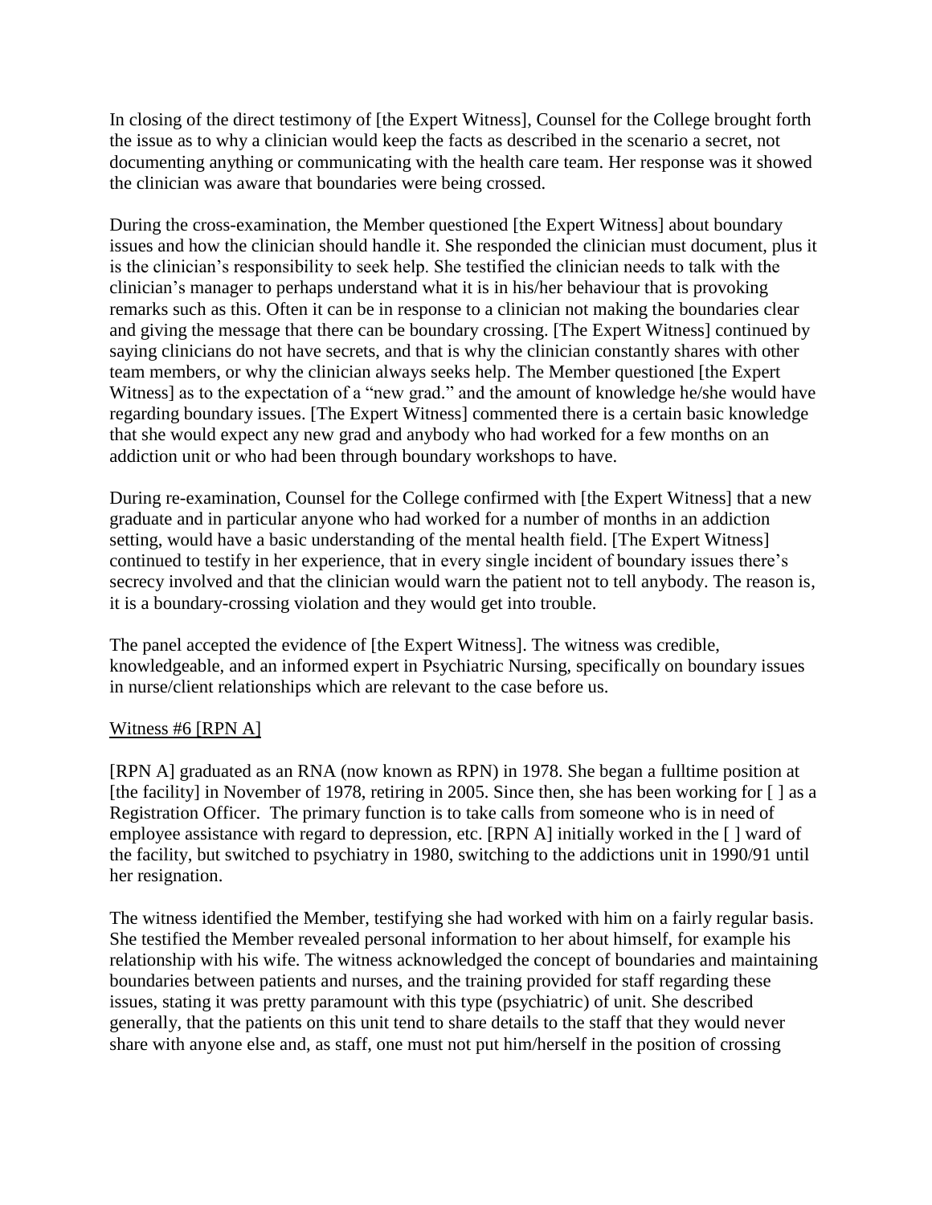In closing of the direct testimony of [the Expert Witness], Counsel for the College brought forth the issue as to why a clinician would keep the facts as described in the scenario a secret, not documenting anything or communicating with the health care team. Her response was it showed the clinician was aware that boundaries were being crossed.

During the cross-examination, the Member questioned [the Expert Witness] about boundary issues and how the clinician should handle it. She responded the clinician must document, plus it is the clinician's responsibility to seek help. She testified the clinician needs to talk with the clinician's manager to perhaps understand what it is in his/her behaviour that is provoking remarks such as this. Often it can be in response to a clinician not making the boundaries clear and giving the message that there can be boundary crossing. [The Expert Witness] continued by saying clinicians do not have secrets, and that is why the clinician constantly shares with other team members, or why the clinician always seeks help. The Member questioned [the Expert Witness] as to the expectation of a "new grad." and the amount of knowledge he/she would have regarding boundary issues. [The Expert Witness] commented there is a certain basic knowledge that she would expect any new grad and anybody who had worked for a few months on an addiction unit or who had been through boundary workshops to have.

During re-examination, Counsel for the College confirmed with [the Expert Witness] that a new graduate and in particular anyone who had worked for a number of months in an addiction setting, would have a basic understanding of the mental health field. [The Expert Witness] continued to testify in her experience, that in every single incident of boundary issues there's secrecy involved and that the clinician would warn the patient not to tell anybody. The reason is, it is a boundary-crossing violation and they would get into trouble.

The panel accepted the evidence of [the Expert Witness]. The witness was credible, knowledgeable, and an informed expert in Psychiatric Nursing, specifically on boundary issues in nurse/client relationships which are relevant to the case before us.

Witness #6 [RPN A]

[RPN A] graduated as an RNA (now known as RPN) in 1978. She began a fulltime position at [the facility] in November of 1978, retiring in 2005. Since then, she has been working for [ ] as a Registration Officer. The primary function is to take calls from someone who is in need of employee assistance with regard to depression, etc. [RPN A] initially worked in the [ ] ward of the facility, but switched to psychiatry in 1980, switching to the addictions unit in 1990/91 until her resignation.

The witness identified the Member, testifying she had worked with him on a fairly regular basis. She testified the Member revealed personal information to her about himself, for example his relationship with his wife. The witness acknowledged the concept of boundaries and maintaining boundaries between patients and nurses, and the training provided for staff regarding these issues, stating it was pretty paramount with this type (psychiatric) of unit. She described generally, that the patients on this unit tend to share details to the staff that they would never share with anyone else and, as staff, one must not put him/herself in the position of crossing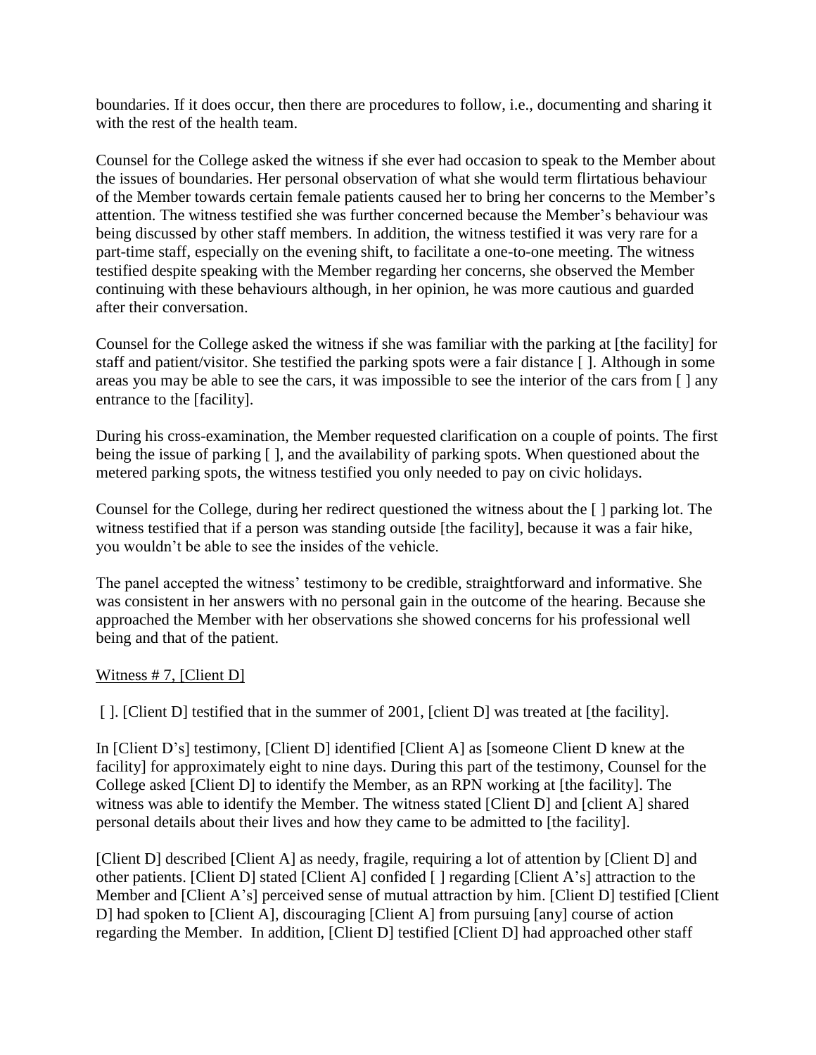boundaries. If it does occur, then there are procedures to follow, i.e., documenting and sharing it with the rest of the health team.

Counsel for the College asked the witness if she ever had occasion to speak to the Member about the issues of boundaries. Her personal observation of what she would term flirtatious behaviour of the Member towards certain female patients caused her to bring her concerns to the Member's attention. The witness testified she was further concerned because the Member's behaviour was being discussed by other staff members. In addition, the witness testified it was very rare for a part-time staff, especially on the evening shift, to facilitate a one-to-one meeting. The witness testified despite speaking with the Member regarding her concerns, she observed the Member continuing with these behaviours although, in her opinion, he was more cautious and guarded after their conversation.

Counsel for the College asked the witness if she was familiar with the parking at [the facility] for staff and patient/visitor. She testified the parking spots were a fair distance [ ]. Although in some areas you may be able to see the cars, it was impossible to see the interior of the cars from [ ] any entrance to the [facility].

During his cross-examination, the Member requested clarification on a couple of points. The first being the issue of parking [ ], and the availability of parking spots. When questioned about the metered parking spots, the witness testified you only needed to pay on civic holidays.

Counsel for the College, during her redirect questioned the witness about the [ ] parking lot. The witness testified that if a person was standing outside [the facility], because it was a fair hike, you wouldn't be able to see the insides of the vehicle.

The panel accepted the witness' testimony to be credible, straightforward and informative. She was consistent in her answers with no personal gain in the outcome of the hearing. Because she approached the Member with her observations she showed concerns for his professional well being and that of the patient.

<u>Witness # 7, [Client D]</u>

[ ]. [Client D] testified that in the summer of 2001, [client D] was treated at [the facility].

In [Client D's] testimony, [Client D] identified [Client A] as [someone Client D knew at the facility] for approximately eight to nine days. During this part of the testimony, Counsel for the College asked [Client D] to identify the Member, as an RPN working at [the facility]. The witness was able to identify the Member. The witness stated [Client D] and [client A] shared personal details about their lives and how they came to be admitted to [the facility].

[Client D] described [Client A] as needy, fragile, requiring a lot of attention by [Client D] and other patients. [Client D] stated [Client A] confided [ ] regarding [Client A's] attraction to the Member and [Client A's] perceived sense of mutual attraction by him. [Client D] testified [Client D] had spoken to [Client A], discouraging [Client A] from pursuing [any] course of action regarding the Member. In addition, [Client D] testified [Client D] had approached other staff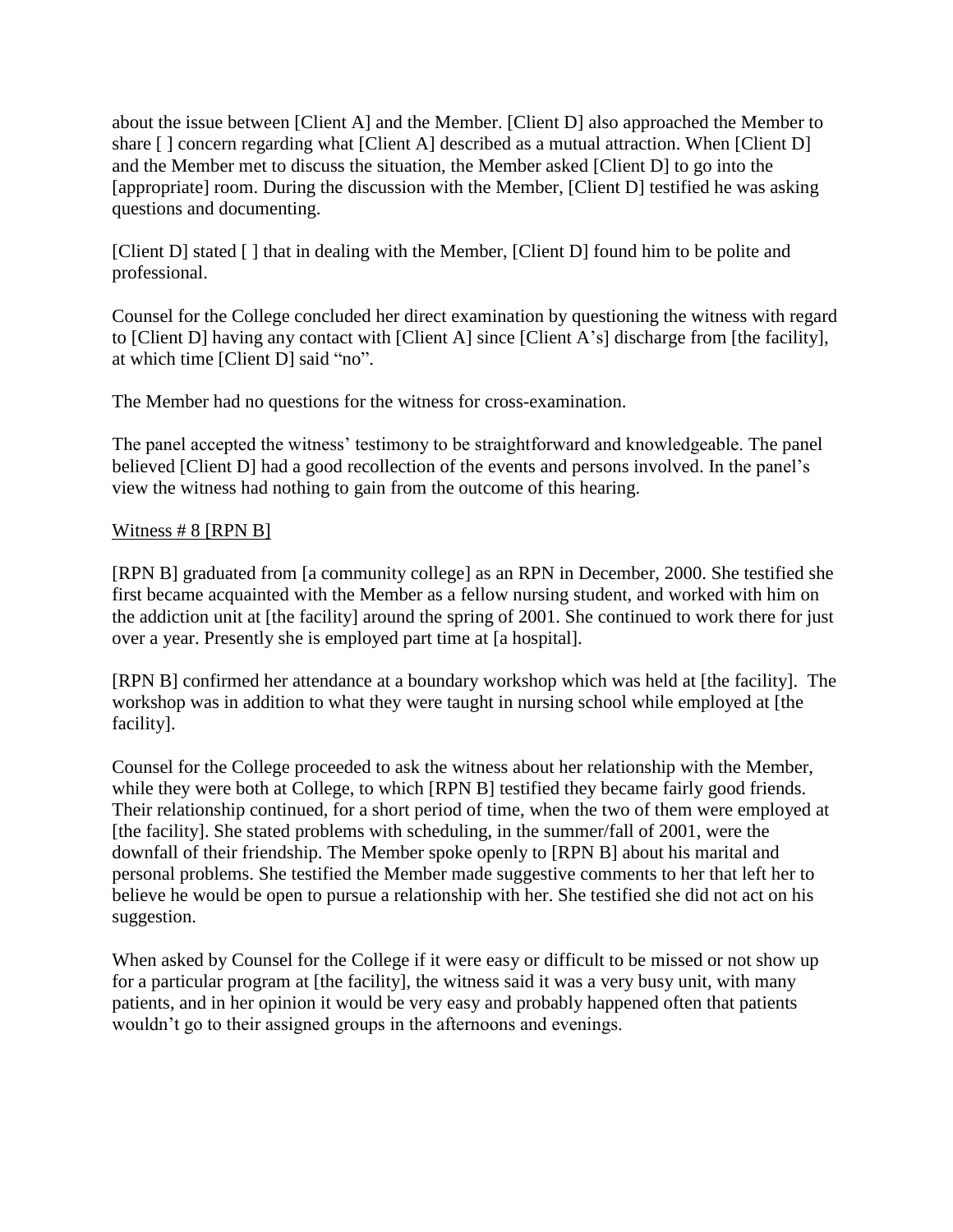about the issue between [Client A] and the Member. [Client D] also approached the Member to share [ ] concern regarding what [Client A] described as a mutual attraction. When [Client D] and the Member met to discuss the situation, the Member asked [Client D] to go into the [appropriate] room. During the discussion with the Member, [Client D] testified he was asking questions and documenting.

[Client D] stated [ ] that in dealing with the Member, [Client D] found him to be polite and professional.

Counsel for the College concluded her direct examination by questioning the witness with regard to [Client D] having any contact with [Client A] since [Client A's] discharge from [the facility], at which time [Client D] said "no".

The Member had no questions for the witness for cross-examination.

The panel accepted the witness' testimony to be straightforward and knowledgeable. The panel believed [Client D] had a good recollection of the events and persons involved. In the panel's view the witness had nothing to gain from the outcome of this hearing.

<u>Witness # 8 [RPN B]</u>

[RPN B] graduated from [a community college] as an RPN in December, 2000. She testified she first became acquainted with the Member as a fellow nursing student, and worked with him on the addiction unit at [the facility] around the spring of 2001. She continued to work there for just over a year. Presently she is employed part time at [a hospital].

[RPN B] confirmed her attendance at a boundary workshop which was held at [the facility]. The workshop was in addition to what they were taught in nursing school while employed at [the facility].

Counsel for the College proceeded to ask the witness about her relationship with the Member, while they were both at College, to which [RPN B] testified they became fairly good friends. Their relationship continued, for a short period of time, when the two of them were employed at [the facility]. She stated problems with scheduling, in the summer/fall of 2001, were the downfall of their friendship. The Member spoke openly to [RPN B] about his marital and personal problems. She testified the Member made suggestive comments to her that left her to believe he would be open to pursue a relationship with her. She testified she did not act on his suggestion.

When asked by Counsel for the College if it were easy or difficult to be missed or not show up for a particular program at [the facility], the witness said it was a very busy unit, with many patients, and in her opinion it would be very easy and probably happened often that patients wouldn't go to their assigned groups in the afternoons and evenings.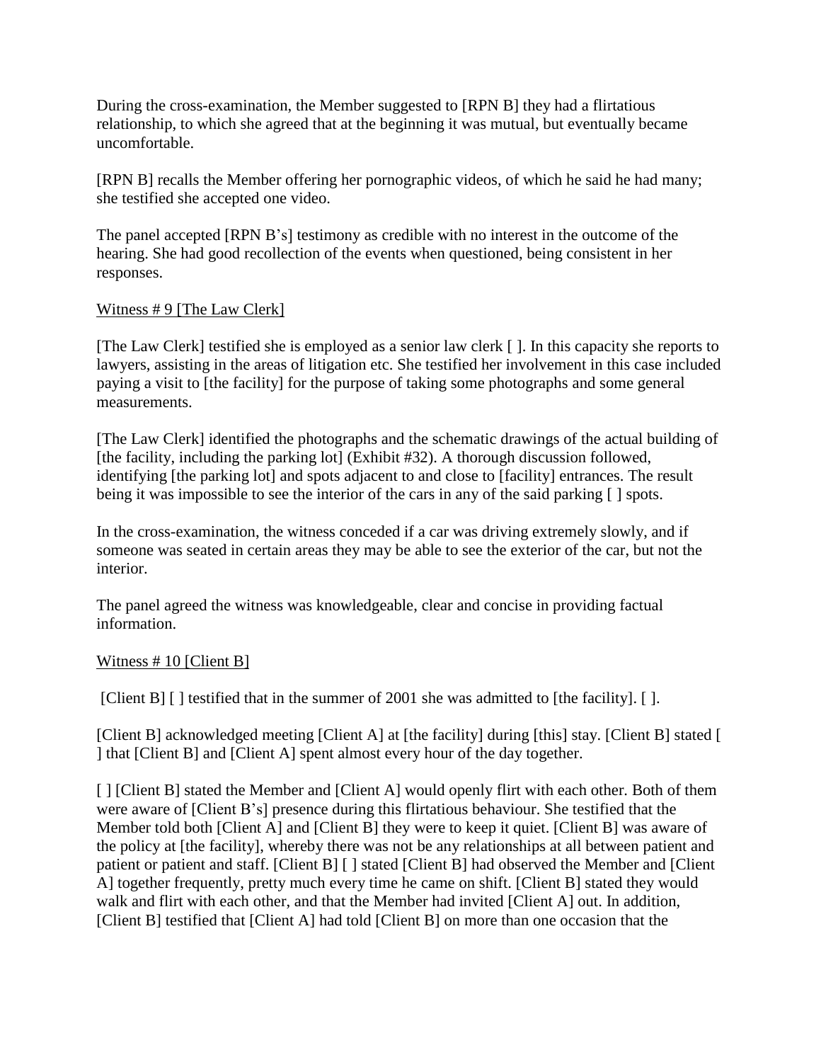During the cross-examination, the Member suggested to [RPN B] they had a flirtatious relationship, to which she agreed that at the beginning it was mutual, but eventually became uncomfortable.

[RPN B] recalls the Member offering her pornographic videos, of which he said he had many; she testified she accepted one video.

The panel accepted [RPN B's] testimony as credible with no interest in the outcome of the hearing. She had good recollection of the events when questioned, being consistent in her responses.

<u>Witness # 9 [The Law Clerk]</u>

[The Law Clerk] testified she is employed as a senior law clerk [ ]. In this capacity she reports to lawyers, assisting in the areas of litigation etc. She testified her involvement in this case included paying a visit to [the facility] for the purpose of taking some photographs and some general measurements.

[The Law Clerk] identified the photographs and the schematic drawings of the actual building of [the facility, including the parking lot] (Exhibit #32). A thorough discussion followed, identifying [the parking lot] and spots adjacent to and close to [facility] entrances. The result being it was impossible to see the interior of the cars in any of the said parking [ ] spots.

In the cross-examination, the witness conceded if a car was driving extremely slowly, and if someone was seated in certain areas they may be able to see the exterior of the car, but not the interior.

The panel agreed the witness was knowledgeable, clear and concise in providing factual information.

<u>Witness # 10 [Client B]</u>

[Client B] [ ] testified that in the summer of 2001 she was admitted to [the facility]. [ ].

[Client B] acknowledged meeting [Client A] at [the facility] during [this] stay. [Client B] stated [ ] that [Client B] and [Client A] spent almost every hour of the day together.

[ ] [Client B] stated the Member and [Client A] would openly flirt with each other. Both of them were aware of [Client B's] presence during this flirtatious behaviour. She testified that the Member told both [Client A] and [Client B] they were to keep it quiet. [Client B] was aware of the policy at [the facility], whereby there was not be any relationships at all between patient and patient or patient and staff. [Client B] [ ] stated [Client B] had observed the Member and [Client A] together frequently, pretty much every time he came on shift. [Client B] stated they would walk and flirt with each other, and that the Member had invited [Client A] out. In addition, [Client B] testified that [Client A] had told [Client B] on more than one occasion that the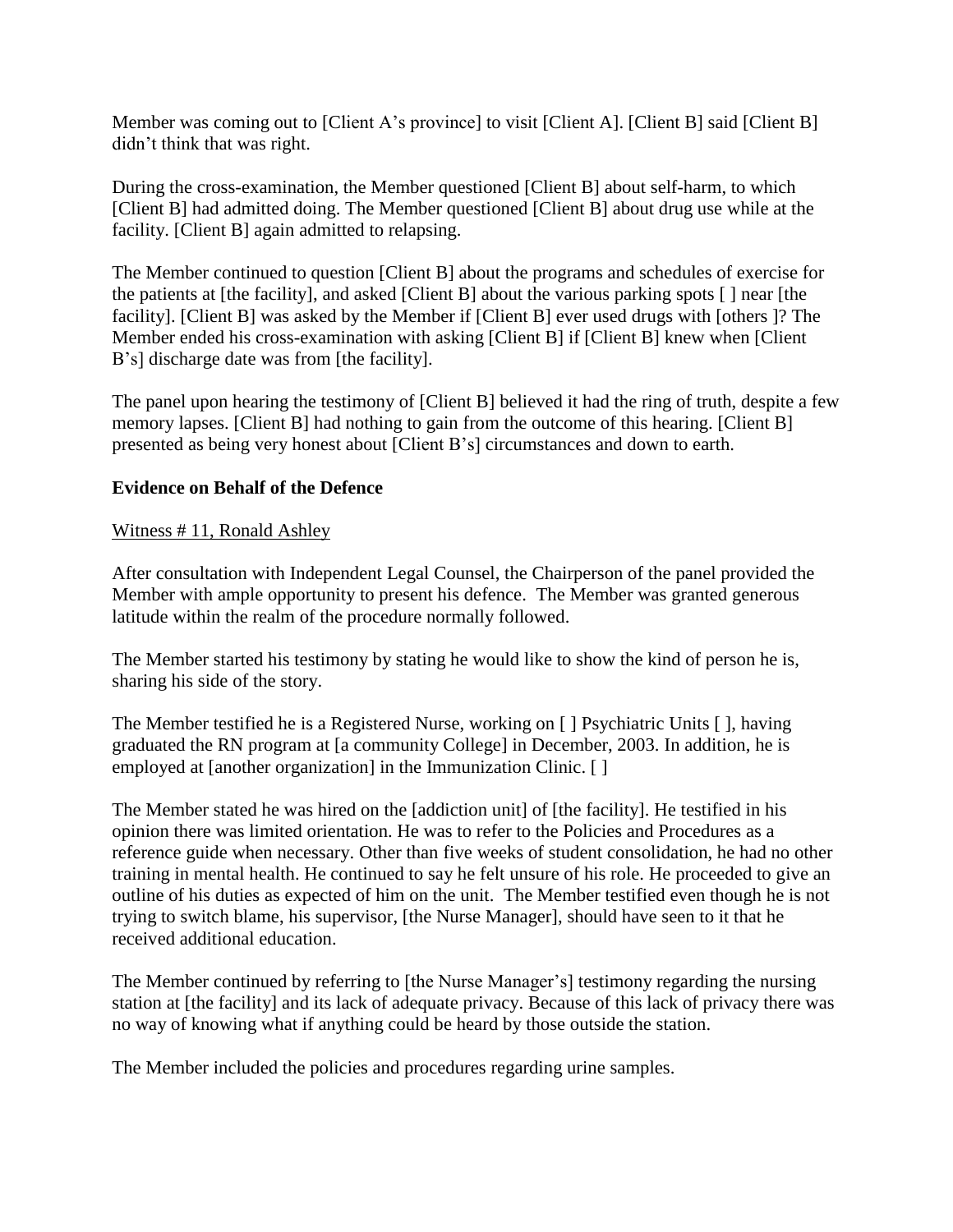Member was coming out to [Client A's province] to visit [Client A]. [Client B] said [Client B] didn't think that was right.

During the cross-examination, the Member questioned [Client B] about self-harm, to which [Client B] had admitted doing. The Member questioned [Client B] about drug use while at the facility. [Client B] again admitted to relapsing.

The Member continued to question [Client B] about the programs and schedules of exercise for the patients at [the facility], and asked [Client B] about the various parking spots [ ] near [the facility]. [Client B] was asked by the Member if [Client B] ever used drugs with [others ]? The Member ended his cross-examination with asking [Client B] if [Client B] knew when [Client B's] discharge date was from [the facility].

The panel upon hearing the testimony of [Client B] believed it had the ring of truth, despite a few memory lapses. [Client B] had nothing to gain from the outcome of this hearing. [Client B] presented as being very honest about [Client B's] circumstances and down to earth.

**Evidence on Behalf of the Defence**

<u>Witness # 11, Ronald Ashley</u>

After consultation with Independent Legal Counsel, the Chairperson of the panel provided the Member with ample opportunity to present his defence. The Member was granted generous latitude within the realm of the procedure normally followed.

The Member started his testimony by stating he would like to show the kind of person he is, sharing his side of the story.

The Member testified he is a Registered Nurse, working on [ ] Psychiatric Units [ ], having graduated the RN program at [a community College] in December, 2003. In addition, he is employed at [another organization] in the Immunization Clinic. [ ]

The Member stated he was hired on the [addiction unit] of [the facility]. He testified in his opinion there was limited orientation. He was to refer to the Policies and Procedures as a reference guide when necessary. Other than five weeks of student consolidation, he had no other training in mental health. He continued to say he felt unsure of his role. He proceeded to give an outline of his duties as expected of him on the unit. The Member testified even though he is not trying to switch blame, his supervisor, [the Nurse Manager], should have seen to it that he received additional education.

The Member continued by referring to [the Nurse Manager's] testimony regarding the nursing station at [the facility] and its lack of adequate privacy. Because of this lack of privacy there was no way of knowing what if anything could be heard by those outside the station.

The Member included the policies and procedures regarding urine samples.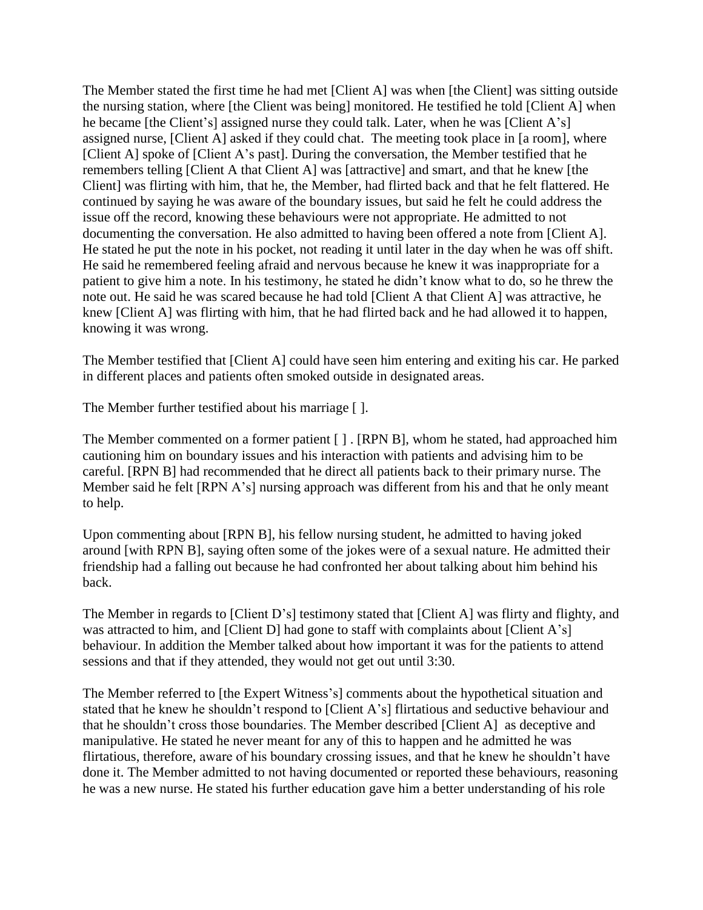The Member stated the first time he had met [Client A] was when [the Client] was sitting outside the nursing station, where [the Client was being] monitored. He testified he told [Client A] when he became [the Client's] assigned nurse they could talk. Later, when he was [Client A's] assigned nurse, [Client A] asked if they could chat. The meeting took place in [a room], where [Client A] spoke of [Client A's past]. During the conversation, the Member testified that he remembers telling [Client A that Client A] was [attractive] and smart, and that he knew [the Client] was flirting with him, that he, the Member, had flirted back and that he felt flattered. He continued by saying he was aware of the boundary issues, but said he felt he could address the issue off the record, knowing these behaviours were not appropriate. He admitted to not documenting the conversation. He also admitted to having been offered a note from [Client A]. He stated he put the note in his pocket, not reading it until later in the day when he was off shift. He said he remembered feeling afraid and nervous because he knew it was inappropriate for a patient to give him a note. In his testimony, he stated he didn't know what to do, so he threw the note out. He said he was scared because he had told [Client A that Client A] was attractive, he knew [Client A] was flirting with him, that he had flirted back and he had allowed it to happen, knowing it was wrong.

The Member testified that [Client A] could have seen him entering and exiting his car. He parked in different places and patients often smoked outside in designated areas.

The Member further testified about his marriage [ ].

The Member commented on a former patient [ ] . [RPN B], whom he stated, had approached him cautioning him on boundary issues and his interaction with patients and advising him to be careful. [RPN B] had recommended that he direct all patients back to their primary nurse. The Member said he felt [RPN A's] nursing approach was different from his and that he only meant to help.

Upon commenting about [RPN B], his fellow nursing student, he admitted to having joked around [with RPN B], saying often some of the jokes were of a sexual nature. He admitted their friendship had a falling out because he had confronted her about talking about him behind his back.

The Member in regards to [Client D's] testimony stated that [Client A] was flirty and flighty, and was attracted to him, and [Client D] had gone to staff with complaints about [Client A's] behaviour. In addition the Member talked about how important it was for the patients to attend sessions and that if they attended, they would not get out until 3:30.

The Member referred to [the Expert Witness's] comments about the hypothetical situation and stated that he knew he shouldn't respond to [Client A's] flirtatious and seductive behaviour and that he shouldn't cross those boundaries. The Member described [Client A] as deceptive and manipulative. He stated he never meant for any of this to happen and he admitted he was flirtatious, therefore, aware of his boundary crossing issues, and that he knew he shouldn't have done it. The Member admitted to not having documented or reported these behaviours, reasoning he was a new nurse. He stated his further education gave him a better understanding of his role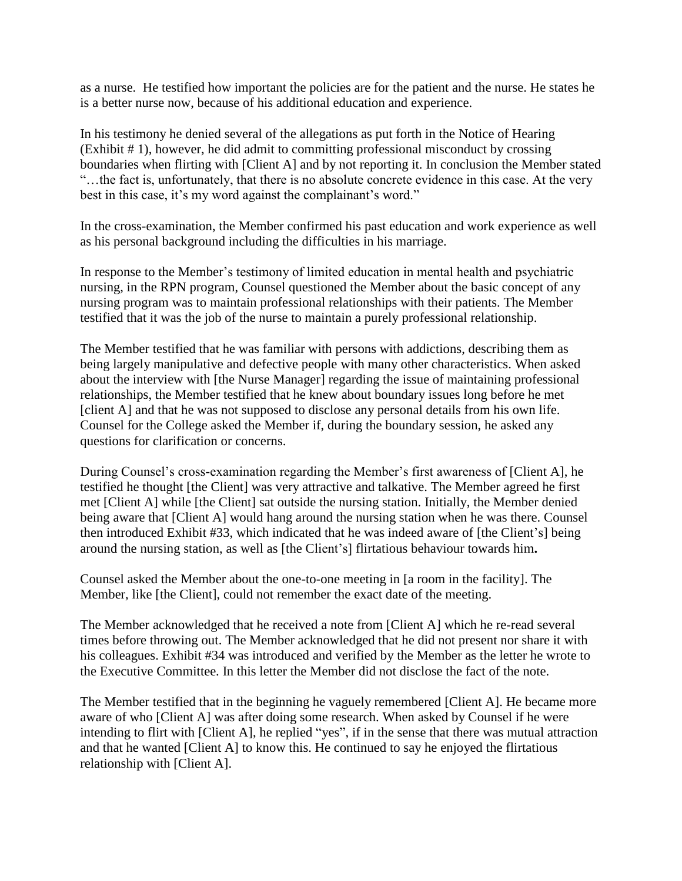as a nurse. He testified how important the policies are for the patient and the nurse. He states he is a better nurse now, because of his additional education and experience.

In his testimony he denied several of the allegations as put forth in the Notice of Hearing (Exhibit # 1), however, he did admit to committing professional misconduct by crossing boundaries when flirting with [Client A] and by not reporting it. In conclusion the Member stated "…the fact is, unfortunately, that there is no absolute concrete evidence in this case. At the very best in this case, it's my word against the complainant's word."

In the cross-examination, the Member confirmed his past education and work experience as well as his personal background including the difficulties in his marriage.

In response to the Member's testimony of limited education in mental health and psychiatric nursing, in the RPN program, Counsel questioned the Member about the basic concept of any nursing program was to maintain professional relationships with their patients. The Member testified that it was the job of the nurse to maintain a purely professional relationship.

The Member testified that he was familiar with persons with addictions, describing them as being largely manipulative and defective people with many other characteristics. When asked about the interview with [the Nurse Manager] regarding the issue of maintaining professional relationships, the Member testified that he knew about boundary issues long before he met [client A] and that he was not supposed to disclose any personal details from his own life. Counsel for the College asked the Member if, during the boundary session, he asked any questions for clarification or concerns.

During Counsel's cross-examination regarding the Member's first awareness of [Client A], he testified he thought [the Client] was very attractive and talkative. The Member agreed he first met [Client A] while [the Client] sat outside the nursing station. Initially, the Member denied being aware that [Client A] would hang around the nursing station when he was there. Counsel then introduced Exhibit #33, which indicated that he was indeed aware of [the Client's] being around the nursing station, as well as [the Client's] flirtatious behaviour towards him.

Counsel asked the Member about the one-to-one meeting in [a room in the facility]. The Member, like [the Client], could not remember the exact date of the meeting.

The Member acknowledged that he received a note from [Client A] which he re-read several times before throwing out. The Member acknowledged that he did not present nor share it with his colleagues. Exhibit #34 was introduced and verified by the Member as the letter he wrote to the Executive Committee. In this letter the Member did not disclose the fact of the note.

The Member testified that in the beginning he vaguely remembered [Client A]. He became more aware of who [Client A] was after doing some research. When asked by Counsel if he were intending to flirt with [Client A], he replied "yes", if in the sense that there was mutual attraction and that he wanted [Client A] to know this. He continued to say he enjoyed the flirtatious relationship with [Client A].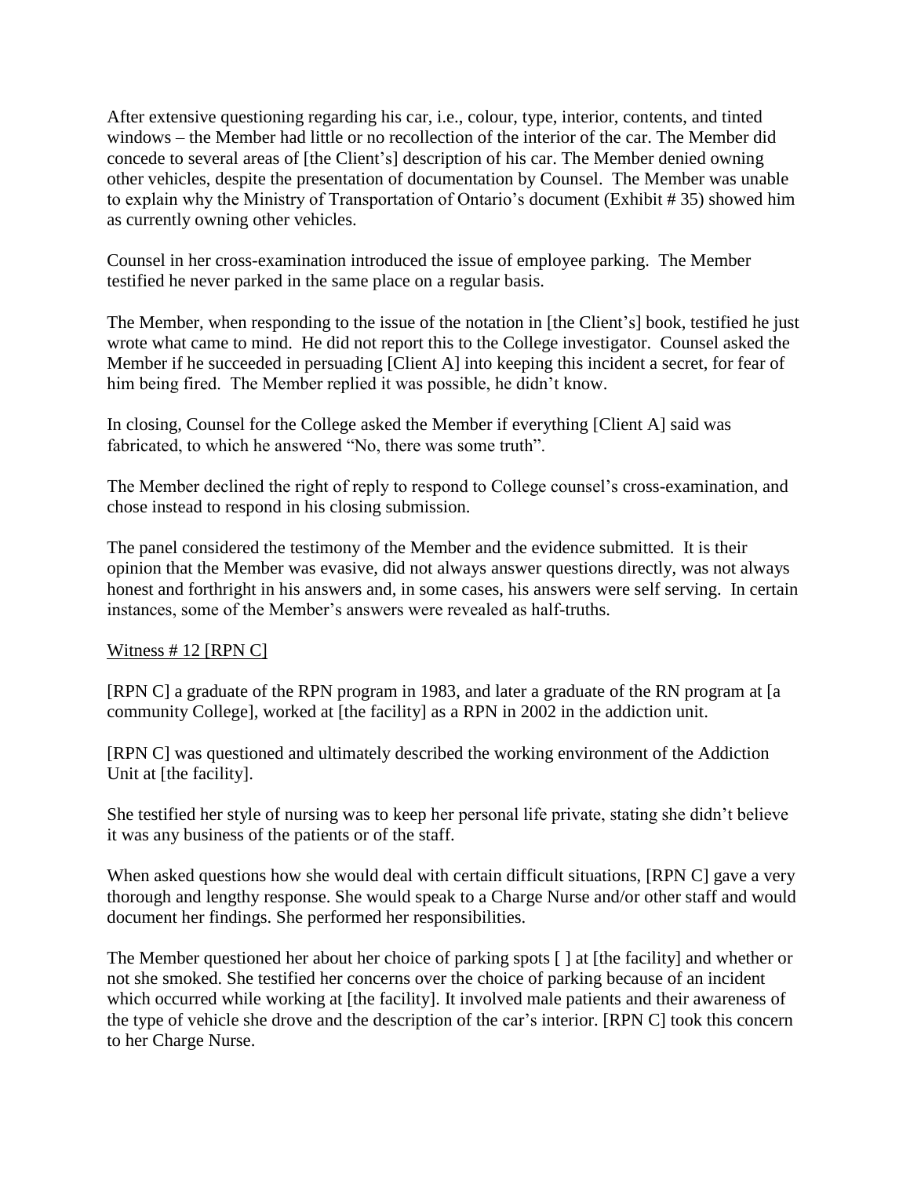After extensive questioning regarding his car, i.e., colour, type, interior, contents, and tinted windows – the Member had little or no recollection of the interior of the car. The Member did concede to several areas of [the Client's] description of his car. The Member denied owning other vehicles, despite the presentation of documentation by Counsel. The Member was unable to explain why the Ministry of Transportation of Ontario's document (Exhibit # 35) showed him as currently owning other vehicles.

Counsel in her cross-examination introduced the issue of employee parking. The Member testified he never parked in the same place on a regular basis.

The Member, when responding to the issue of the notation in [the Client's] book, testified he just wrote what came to mind. He did not report this to the College investigator. Counsel asked the Member if he succeeded in persuading [Client A] into keeping this incident a secret, for fear of him being fired. The Member replied it was possible, he didn't know.

In closing, Counsel for the College asked the Member if everything [Client A] said was fabricated, to which he answered "No, there was some truth".

The Member declined the right of reply to respond to College counsel's cross-examination, and chose instead to respond in his closing submission.

The panel considered the testimony of the Member and the evidence submitted. It is their opinion that the Member was evasive, did not always answer questions directly, was not always honest and forthright in his answers and, in some cases, his answers were self serving. In certain instances, some of the Member's answers were revealed as half-truths.

<u>Witness # 12 [RPN C]</u>

[RPN C] a graduate of the RPN program in 1983, and later a graduate of the RN program at [a community College], worked at [the facility] as a RPN in 2002 in the addiction unit.

[RPN C] was questioned and ultimately described the working environment of the Addiction Unit at [the facility].

She testified her style of nursing was to keep her personal life private, stating she didn't believe it was any business of the patients or of the staff.

When asked questions how she would deal with certain difficult situations, [RPN C] gave a very thorough and lengthy response. She would speak to a Charge Nurse and/or other staff and would document her findings. She performed her responsibilities.

The Member questioned her about her choice of parking spots [ ] at [the facility] and whether or not she smoked. She testified her concerns over the choice of parking because of an incident which occurred while working at [the facility]. It involved male patients and their awareness of the type of vehicle she drove and the description of the car's interior. [RPN C] took this concern to her Charge Nurse.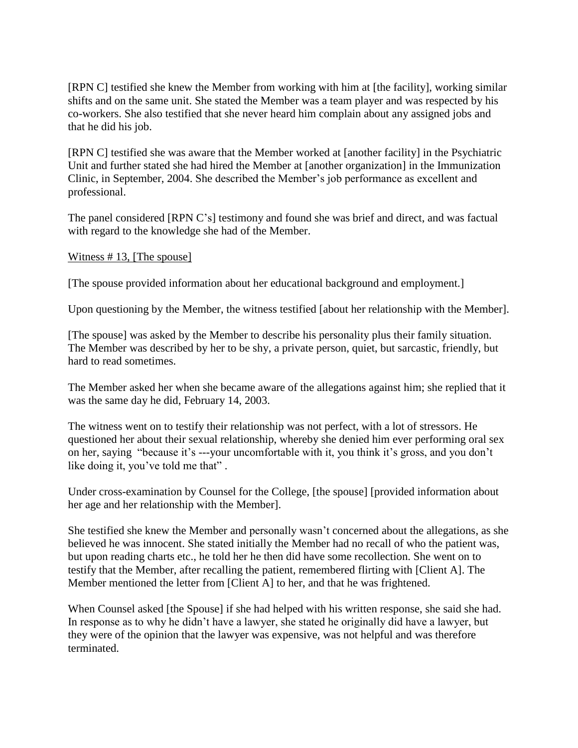[RPN C] testified she knew the Member from working with him at [the facility], working similar shifts and on the same unit. She stated the Member was a team player and was respected by his co-workers. She also testified that she never heard him complain about any assigned jobs and that he did his job.

[RPN C] testified she was aware that the Member worked at [another facility] in the Psychiatric Unit and further stated she had hired the Member at [another organization] in the Immunization Clinic, in September, 2004. She described the Member's job performance as excellent and professional.

The panel considered [RPN C's] testimony and found she was brief and direct, and was factual with regard to the knowledge she had of the Member.

<u>Witness # 13, [The spouse]</u>

[The spouse provided information about her educational background and employment.]

Upon questioning by the Member, the witness testified [about her relationship with the Member].

[The spouse] was asked by the Member to describe his personality plus their family situation. The Member was described by her to be shy, a private person, quiet, but sarcastic, friendly, but hard to read sometimes.

The Member asked her when she became aware of the allegations against him; she replied that it was the same day he did, February 14, 2003.

The witness went on to testify their relationship was not perfect, with a lot of stressors. He questioned her about their sexual relationship, whereby she denied him ever performing oral sex on her, saying "because it's ---your uncomfortable with it, you think it's gross, and you don't like doing it, you've told me that" .

Under cross-examination by Counsel for the College, [the spouse] [provided information about her age and her relationship with the Member].

She testified she knew the Member and personally wasn't concerned about the allegations, as she believed he was innocent. She stated initially the Member had no recall of who the patient was, but upon reading charts etc., he told her he then did have some recollection. She went on to testify that the Member, after recalling the patient, remembered flirting with [Client A]. The Member mentioned the letter from [Client A] to her, and that he was frightened.

When Counsel asked [the Spouse] if she had helped with his written response, she said she had. In response as to why he didn't have a lawyer, she stated he originally did have a lawyer, but they were of the opinion that the lawyer was expensive, was not helpful and was therefore terminated.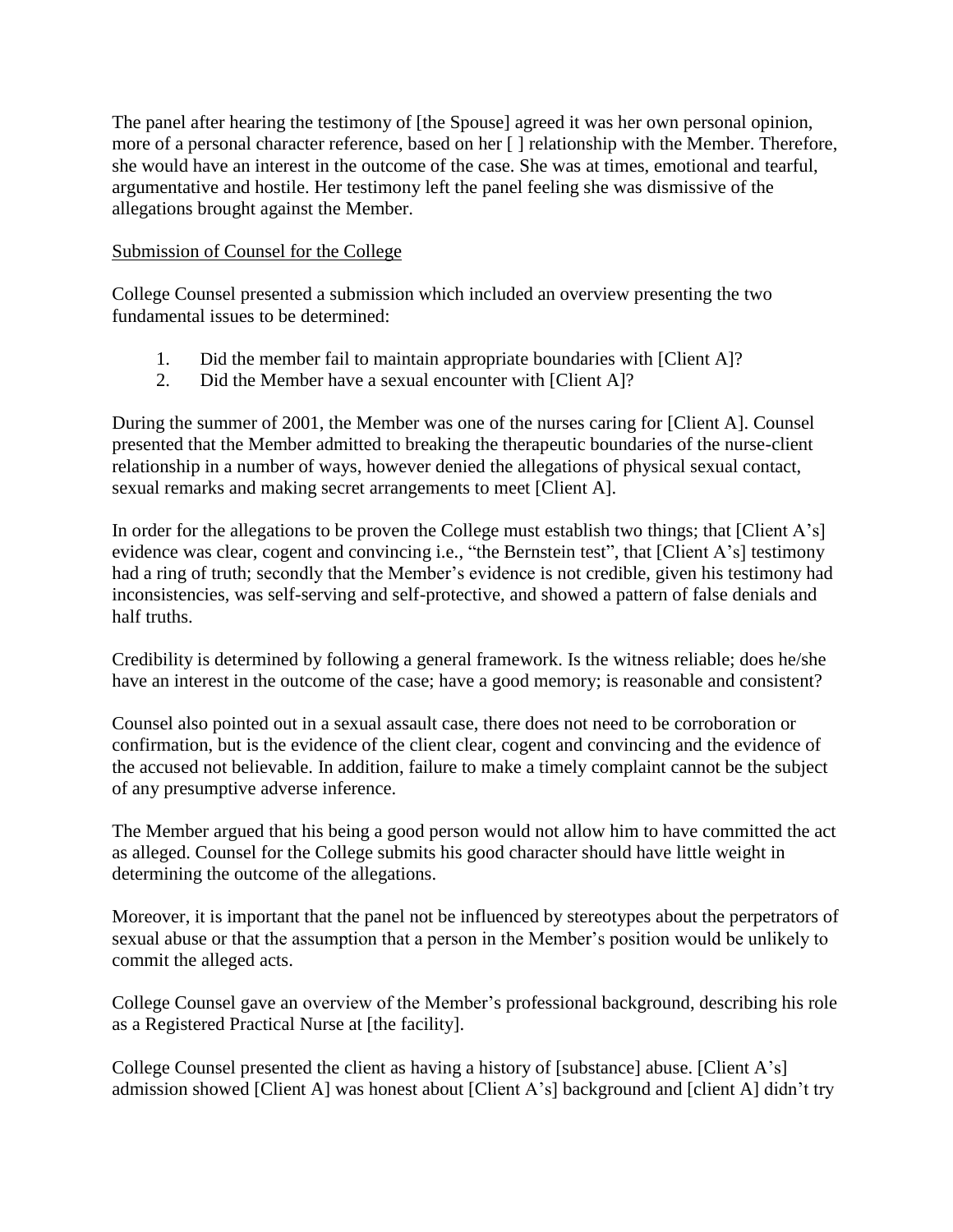The panel after hearing the testimony of [the Spouse] agreed it was her own personal opinion, more of a personal character reference, based on her [ ] relationship with the Member. Therefore, she would have an interest in the outcome of the case. She was at times, emotional and tearful, argumentative and hostile. Her testimony left the panel feeling she was dismissive of the allegations brought against the Member.

<u>Submission of Counsel for the College</u>

College Counsel presented a submission which included an overview presenting the two fundamental issues to be determined:

1. Did the member fail to maintain appropriate boundaries with [Client A]?
2. Did the Member have a sexual encounter with [Client A]?

During the summer of 2001, the Member was one of the nurses caring for [Client A]. Counsel presented that the Member admitted to breaking the therapeutic boundaries of the nurse-client relationship in a number of ways, however denied the allegations of physical sexual contact, sexual remarks and making secret arrangements to meet [Client A].

In order for the allegations to be proven the College must establish two things; that [Client A's] evidence was clear, cogent and convincing i.e., "the Bernstein test", that [Client A's] testimony had a ring of truth; secondly that the Member's evidence is not credible, given his testimony had inconsistencies, was self-serving and self-protective, and showed a pattern of false denials and half truths.

Credibility is determined by following a general framework. Is the witness reliable; does he/she have an interest in the outcome of the case; have a good memory; is reasonable and consistent?

Counsel also pointed out in a sexual assault case, there does not need to be corroboration or confirmation, but is the evidence of the client clear, cogent and convincing and the evidence of the accused not believable. In addition, failure to make a timely complaint cannot be the subject of any presumptive adverse inference.

The Member argued that his being a good person would not allow him to have committed the act as alleged. Counsel for the College submits his good character should have little weight in determining the outcome of the allegations.

Moreover, it is important that the panel not be influenced by stereotypes about the perpetrators of sexual abuse or that the assumption that a person in the Member's position would be unlikely to commit the alleged acts.

College Counsel gave an overview of the Member's professional background, describing his role as a Registered Practical Nurse at [the facility].

College Counsel presented the client as having a history of [substance] abuse. [Client A's] admission showed [Client A] was honest about [Client A's] background and [client A] didn't try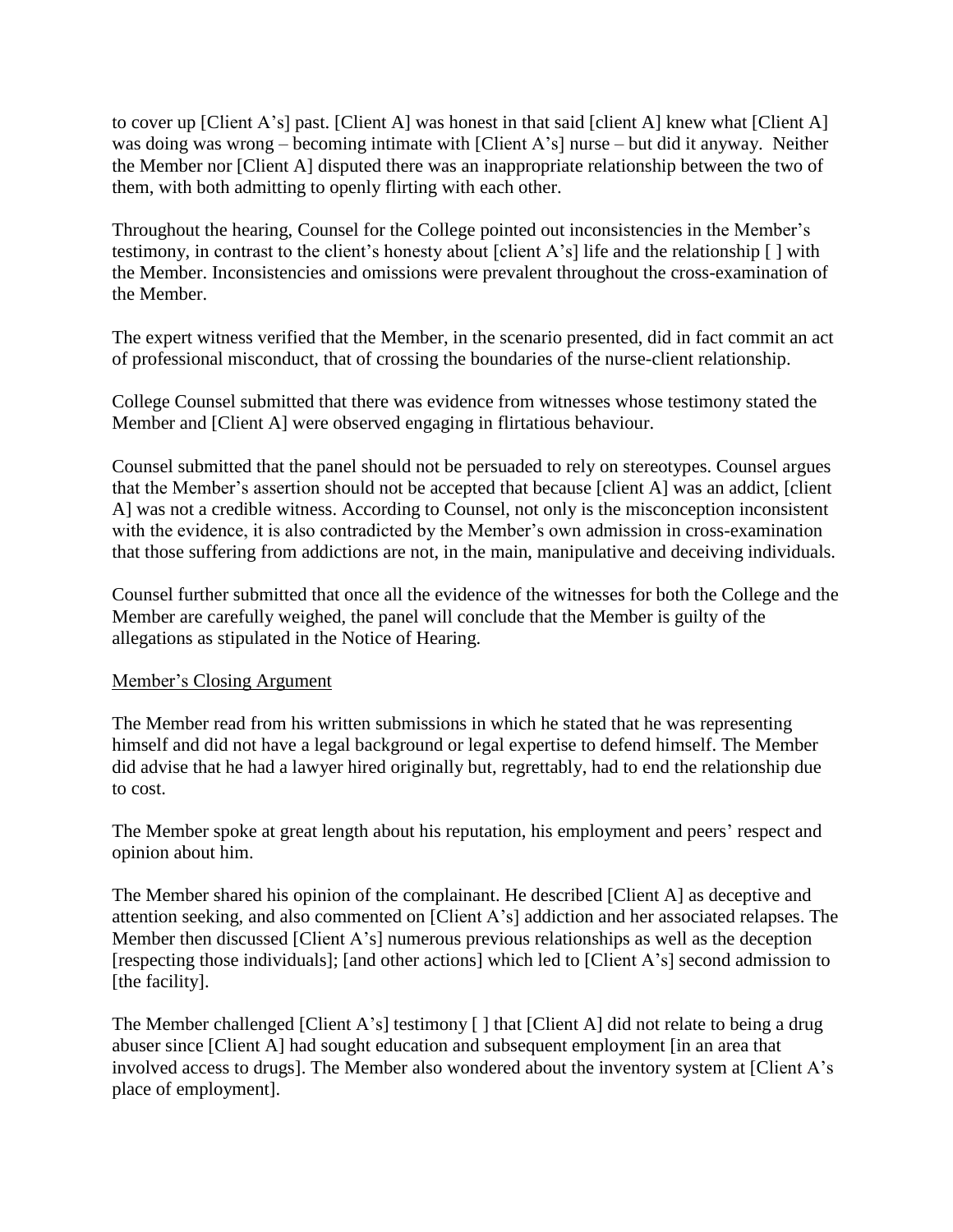to cover up [Client A's] past. [Client A] was honest in that said [client A] knew what [Client A] was doing was wrong – becoming intimate with [Client A's] nurse – but did it anyway. Neither the Member nor [Client A] disputed there was an inappropriate relationship between the two of them, with both admitting to openly flirting with each other.

Throughout the hearing, Counsel for the College pointed out inconsistencies in the Member's testimony, in contrast to the client's honesty about [client A's] life and the relationship [ ] with the Member. Inconsistencies and omissions were prevalent throughout the cross-examination of the Member.

The expert witness verified that the Member, in the scenario presented, did in fact commit an act of professional misconduct, that of crossing the boundaries of the nurse-client relationship.

College Counsel submitted that there was evidence from witnesses whose testimony stated the Member and [Client A] were observed engaging in flirtatious behaviour.

Counsel submitted that the panel should not be persuaded to rely on stereotypes. Counsel argues that the Member's assertion should not be accepted that because [client A] was an addict, [client A] was not a credible witness. According to Counsel, not only is the misconception inconsistent with the evidence, it is also contradicted by the Member's own admission in cross-examination that those suffering from addictions are not, in the main, manipulative and deceiving individuals.

Counsel further submitted that once all the evidence of the witnesses for both the College and the Member are carefully weighed, the panel will conclude that the Member is guilty of the allegations as stipulated in the Notice of Hearing.

Member's Closing Argument

The Member read from his written submissions in which he stated that he was representing himself and did not have a legal background or legal expertise to defend himself. The Member did advise that he had a lawyer hired originally but, regrettably, had to end the relationship due to cost.

The Member spoke at great length about his reputation, his employment and peers' respect and opinion about him.

The Member shared his opinion of the complainant. He described [Client A] as deceptive and attention seeking, and also commented on [Client A's] addiction and her associated relapses. The Member then discussed [Client A's] numerous previous relationships as well as the deception [respecting those individuals]; [and other actions] which led to [Client A's] second admission to [the facility].

The Member challenged [Client A's] testimony [ ] that [Client A] did not relate to being a drug abuser since [Client A] had sought education and subsequent employment [in an area that involved access to drugs]. The Member also wondered about the inventory system at [Client A's place of employment].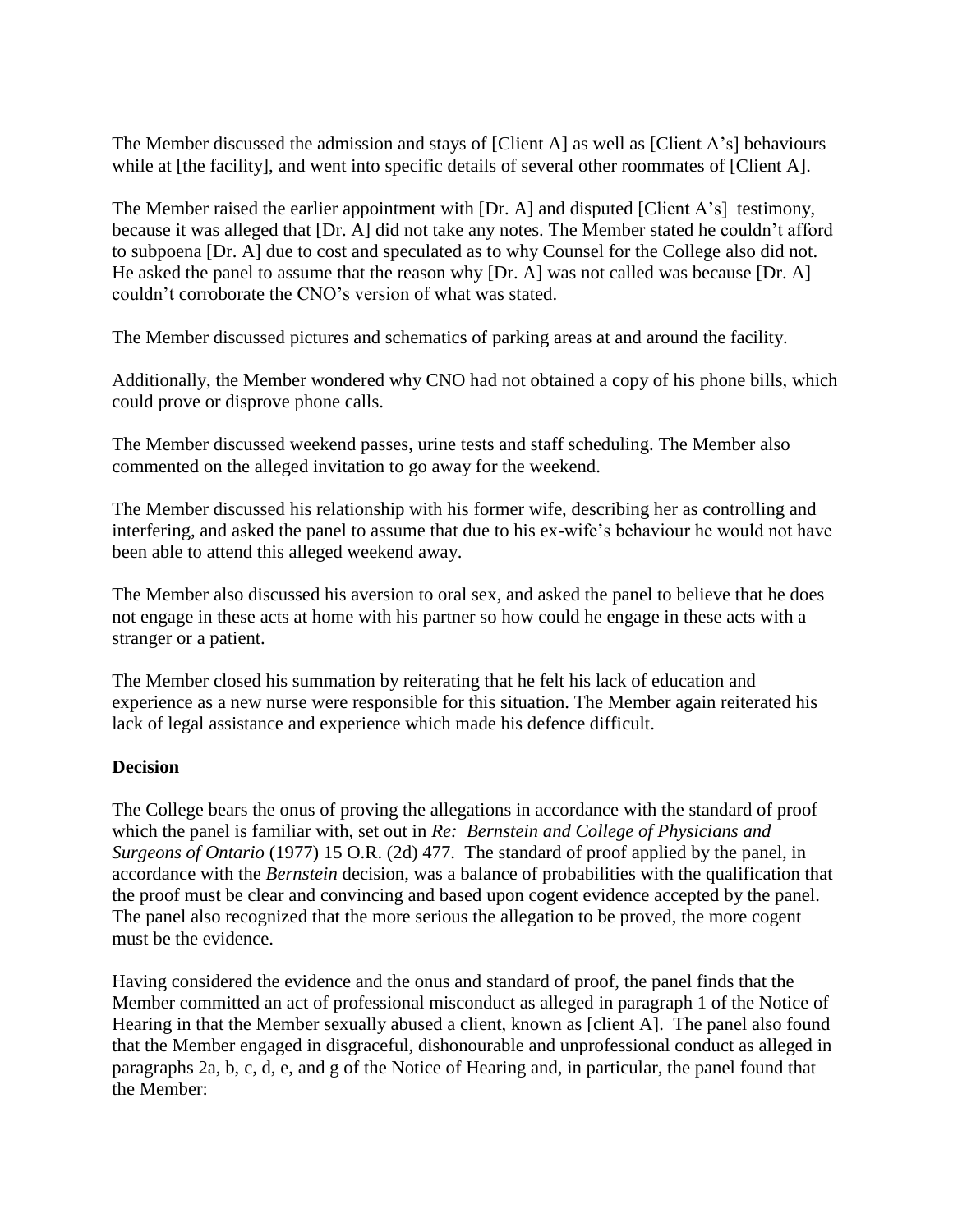The Member discussed the admission and stays of [Client A] as well as [Client A's] behaviours while at [the facility], and went into specific details of several other roommates of [Client A].

The Member raised the earlier appointment with [Dr. A] and disputed [Client A's] testimony, because it was alleged that [Dr. A] did not take any notes. The Member stated he couldn't afford to subpoena [Dr. A] due to cost and speculated as to why Counsel for the College also did not. He asked the panel to assume that the reason why [Dr. A] was not called was because [Dr. A] couldn't corroborate the CNO's version of what was stated.

The Member discussed pictures and schematics of parking areas at and around the facility.

Additionally, the Member wondered why CNO had not obtained a copy of his phone bills, which could prove or disprove phone calls.

The Member discussed weekend passes, urine tests and staff scheduling. The Member also commented on the alleged invitation to go away for the weekend.

The Member discussed his relationship with his former wife, describing her as controlling and interfering, and asked the panel to assume that due to his ex-wife's behaviour he would not have been able to attend this alleged weekend away.

The Member also discussed his aversion to oral sex, and asked the panel to believe that he does not engage in these acts at home with his partner so how could he engage in these acts with a stranger or a patient.

The Member closed his summation by reiterating that he felt his lack of education and experience as a new nurse were responsible for this situation. The Member again reiterated his lack of legal assistance and experience which made his defence difficult.

**Decision**

The College bears the onus of proving the allegations in accordance with the standard of proof which the panel is familiar with, set out in *Re: Bernstein and College of Physicians and Surgeons of Ontario* (1977) 15 O.R. (2d) 477. The standard of proof applied by the panel, in accordance with the *Bernstein* decision, was a balance of probabilities with the qualification that the proof must be clear and convincing and based upon cogent evidence accepted by the panel. The panel also recognized that the more serious the allegation to be proved, the more cogent must be the evidence.

Having considered the evidence and the onus and standard of proof, the panel finds that the Member committed an act of professional misconduct as alleged in paragraph 1 of the Notice of Hearing in that the Member sexually abused a client, known as [client A]. The panel also found that the Member engaged in disgraceful, dishonourable and unprofessional conduct as alleged in paragraphs 2a, b, c, d, e, and g of the Notice of Hearing and, in particular, the panel found that the Member: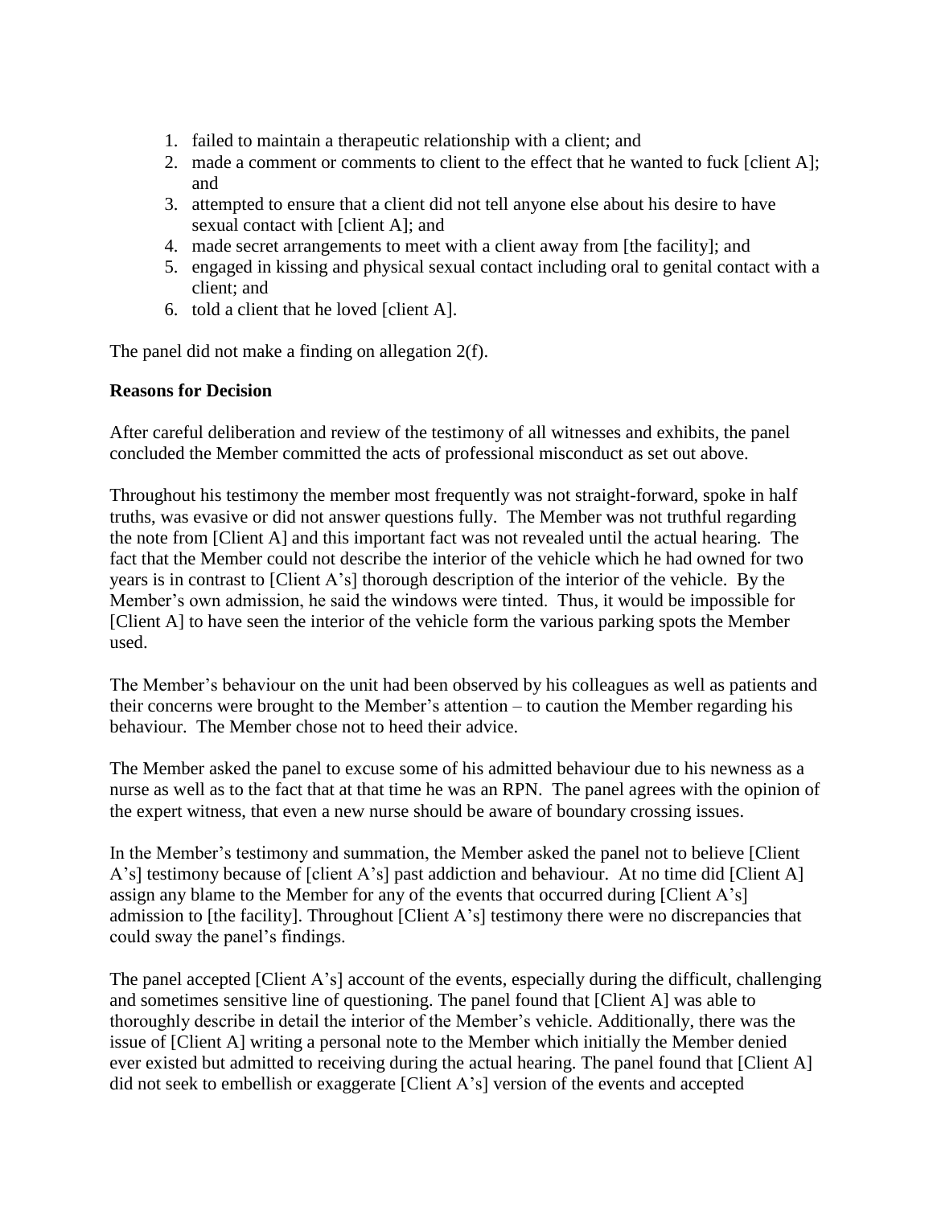1. failed to maintain a therapeutic relationship with a client; and
2. made a comment or comments to client to the effect that he wanted to fuck [client A]; and
3. attempted to ensure that a client did not tell anyone else about his desire to have sexual contact with [client A]; and
4. made secret arrangements to meet with a client away from [the facility]; and
5. engaged in kissing and physical sexual contact including oral to genital contact with a client; and
6. told a client that he loved [client A].

The panel did not make a finding on allegation 2(f).

**Reasons for Decision**

After careful deliberation and review of the testimony of all witnesses and exhibits, the panel concluded the Member committed the acts of professional misconduct as set out above.

Throughout his testimony the member most frequently was not straight-forward, spoke in half truths, was evasive or did not answer questions fully. The Member was not truthful regarding the note from [Client A] and this important fact was not revealed until the actual hearing. The fact that the Member could not describe the interior of the vehicle which he had owned for two years is in contrast to [Client A's] thorough description of the interior of the vehicle. By the Member's own admission, he said the windows were tinted. Thus, it would be impossible for [Client A] to have seen the interior of the vehicle form the various parking spots the Member used.

The Member's behaviour on the unit had been observed by his colleagues as well as patients and their concerns were brought to the Member's attention – to caution the Member regarding his behaviour. The Member chose not to heed their advice.

The Member asked the panel to excuse some of his admitted behaviour due to his newness as a nurse as well as to the fact that at that time he was an RPN. The panel agrees with the opinion of the expert witness, that even a new nurse should be aware of boundary crossing issues.

In the Member's testimony and summation, the Member asked the panel not to believe [Client A's] testimony because of [client A's] past addiction and behaviour. At no time did [Client A] assign any blame to the Member for any of the events that occurred during [Client A's] admission to [the facility]. Throughout [Client A's] testimony there were no discrepancies that could sway the panel's findings.

The panel accepted [Client A's] account of the events, especially during the difficult, challenging and sometimes sensitive line of questioning. The panel found that [Client A] was able to thoroughly describe in detail the interior of the Member's vehicle. Additionally, there was the issue of [Client A] writing a personal note to the Member which initially the Member denied ever existed but admitted to receiving during the actual hearing. The panel found that [Client A] did not seek to embellish or exaggerate [Client A's] version of the events and accepted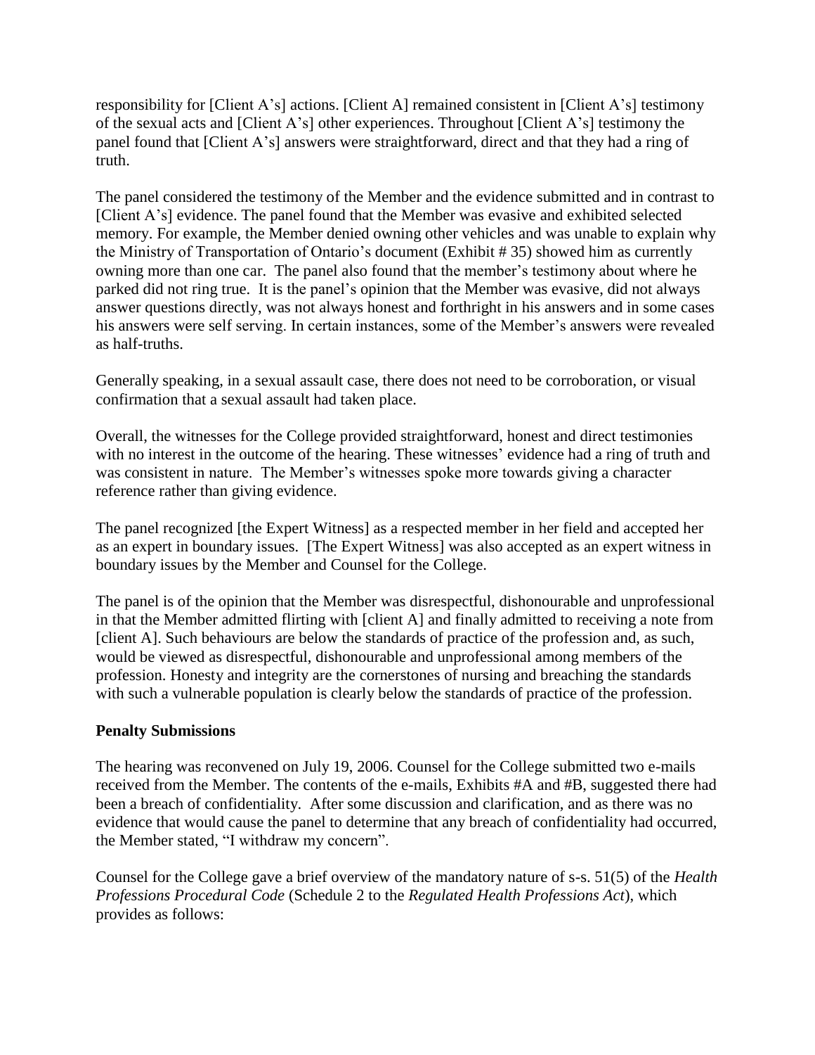responsibility for [Client A's] actions. [Client A] remained consistent in [Client A's] testimony of the sexual acts and [Client A's] other experiences. Throughout [Client A's] testimony the panel found that [Client A's] answers were straightforward, direct and that they had a ring of truth.

The panel considered the testimony of the Member and the evidence submitted and in contrast to [Client A's] evidence. The panel found that the Member was evasive and exhibited selected memory. For example, the Member denied owning other vehicles and was unable to explain why the Ministry of Transportation of Ontario's document (Exhibit # 35) showed him as currently owning more than one car. The panel also found that the member's testimony about where he parked did not ring true. It is the panel's opinion that the Member was evasive, did not always answer questions directly, was not always honest and forthright in his answers and in some cases his answers were self serving. In certain instances, some of the Member's answers were revealed as half-truths.

Generally speaking, in a sexual assault case, there does not need to be corroboration, or visual confirmation that a sexual assault had taken place.

Overall, the witnesses for the College provided straightforward, honest and direct testimonies with no interest in the outcome of the hearing. These witnesses' evidence had a ring of truth and was consistent in nature. The Member's witnesses spoke more towards giving a character reference rather than giving evidence.

The panel recognized [the Expert Witness] as a respected member in her field and accepted her as an expert in boundary issues. [The Expert Witness] was also accepted as an expert witness in boundary issues by the Member and Counsel for the College.

The panel is of the opinion that the Member was disrespectful, dishonourable and unprofessional in that the Member admitted flirting with [client A] and finally admitted to receiving a note from [client A]. Such behaviours are below the standards of practice of the profession and, as such, would be viewed as disrespectful, dishonourable and unprofessional among members of the profession. Honesty and integrity are the cornerstones of nursing and breaching the standards with such a vulnerable population is clearly below the standards of practice of the profession.

**Penalty Submissions**

The hearing was reconvened on July 19, 2006. Counsel for the College submitted two e-mails received from the Member. The contents of the e-mails, Exhibits #A and #B, suggested there had been a breach of confidentiality. After some discussion and clarification, and as there was no evidence that would cause the panel to determine that any breach of confidentiality had occurred, the Member stated, "I withdraw my concern".

Counsel for the College gave a brief overview of the mandatory nature of s-s. 51(5) of the *Health Professions Procedural Code* (Schedule 2 to the *Regulated Health Professions Act*), which provides as follows: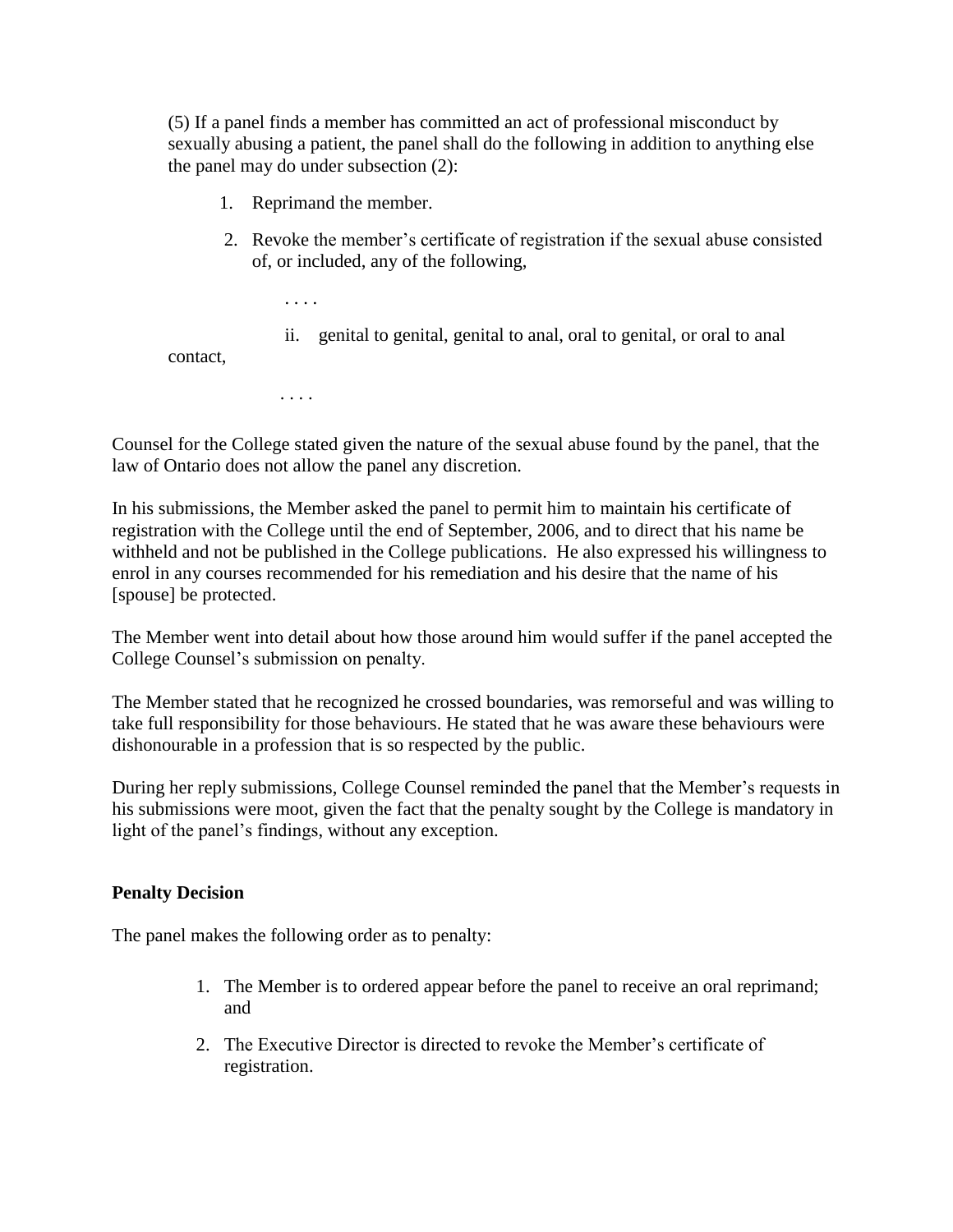> (5) If a panel finds a member has committed an act of professional misconduct by sexually abusing a patient, the panel shall do the following in addition to anything else the panel may do under subsection (2):
>
> 1. Reprimand the member.
> 2. Revoke the member's certificate of registration if the sexual abuse consisted of, or included, any of the following,
>
> . . . .
>
> ii. genital to genital, genital to anal, oral to genital, or oral to anal contact,
>
> . . . .

Counsel for the College stated given the nature of the sexual abuse found by the panel, that the law of Ontario does not allow the panel any discretion.

In his submissions, the Member asked the panel to permit him to maintain his certificate of registration with the College until the end of September, 2006, and to direct that his name be withheld and not be published in the College publications. He also expressed his willingness to enrol in any courses recommended for his remediation and his desire that the name of his [spouse] be protected.

The Member went into detail about how those around him would suffer if the panel accepted the College Counsel's submission on penalty.

The Member stated that he recognized he crossed boundaries, was remorseful and was willing to take full responsibility for those behaviours. He stated that he was aware these behaviours were dishonourable in a profession that is so respected by the public.

During her reply submissions, College Counsel reminded the panel that the Member's requests in his submissions were moot, given the fact that the penalty sought by the College is mandatory in light of the panel's findings, without any exception.

**Penalty Decision**

The panel makes the following order as to penalty:

1. The Member is to ordered appear before the panel to receive an oral reprimand; and
2. The Executive Director is directed to revoke the Member's certificate of registration.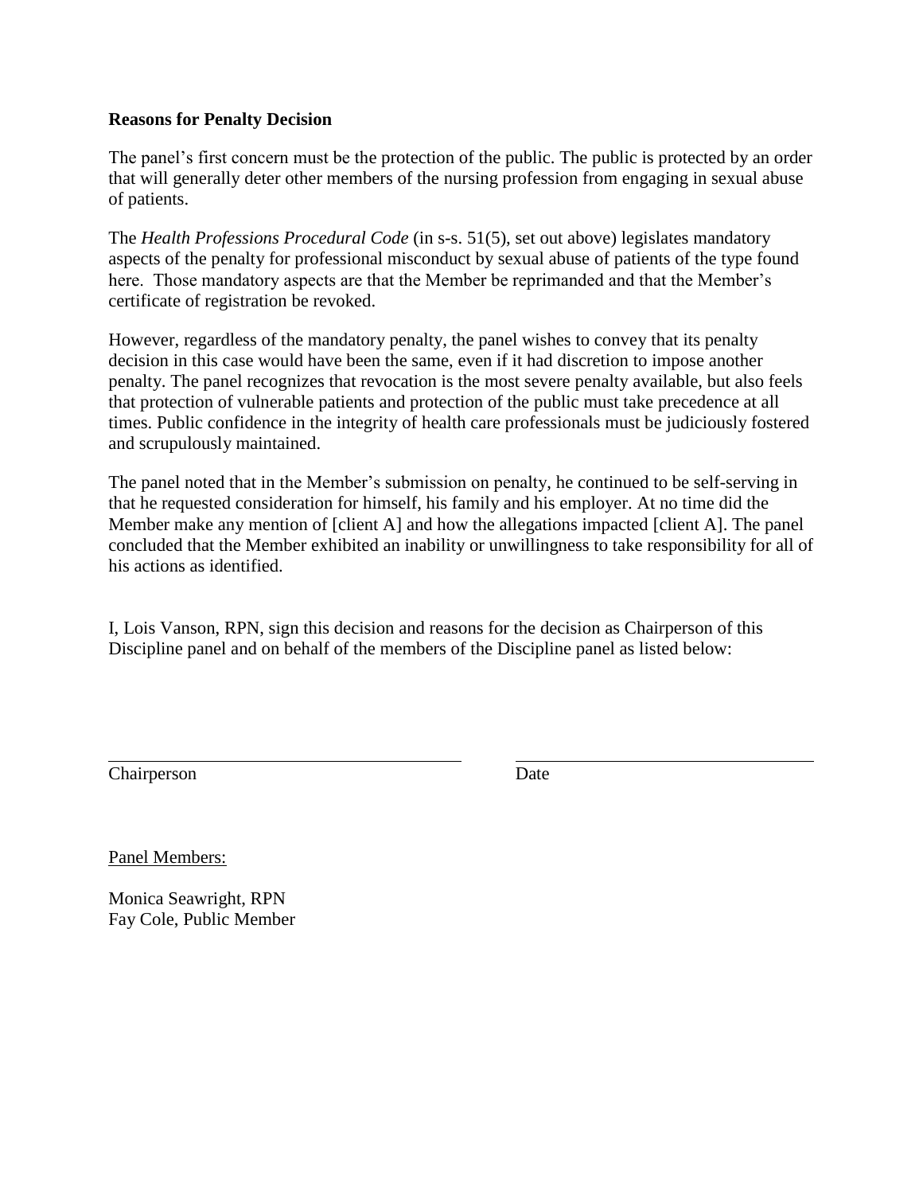**Reasons for Penalty Decision**

The panel's first concern must be the protection of the public. The public is protected by an order that will generally deter other members of the nursing profession from engaging in sexual abuse of patients.

The *Health Professions Procedural Code* (in s-s. 51(5), set out above) legislates mandatory aspects of the penalty for professional misconduct by sexual abuse of patients of the type found here. Those mandatory aspects are that the Member be reprimanded and that the Member's certificate of registration be revoked.

However, regardless of the mandatory penalty, the panel wishes to convey that its penalty decision in this case would have been the same, even if it had discretion to impose another penalty. The panel recognizes that revocation is the most severe penalty available, but also feels that protection of vulnerable patients and protection of the public must take precedence at all times. Public confidence in the integrity of health care professionals must be judiciously fostered and scrupulously maintained.

The panel noted that in the Member's submission on penalty, he continued to be self-serving in that he requested consideration for himself, his family and his employer. At no time did the Member make any mention of [client A] and how the allegations impacted [client A]. The panel concluded that the Member exhibited an inability or unwillingness to take responsibility for all of his actions as identified.

I, Lois Vanson, RPN, sign this decision and reasons for the decision as Chairperson of this Discipline panel and on behalf of the members of the Discipline panel as listed below:

Chairperson

Date

Panel Members:

Monica Seawright, RPN
Fay Cole, Public Member